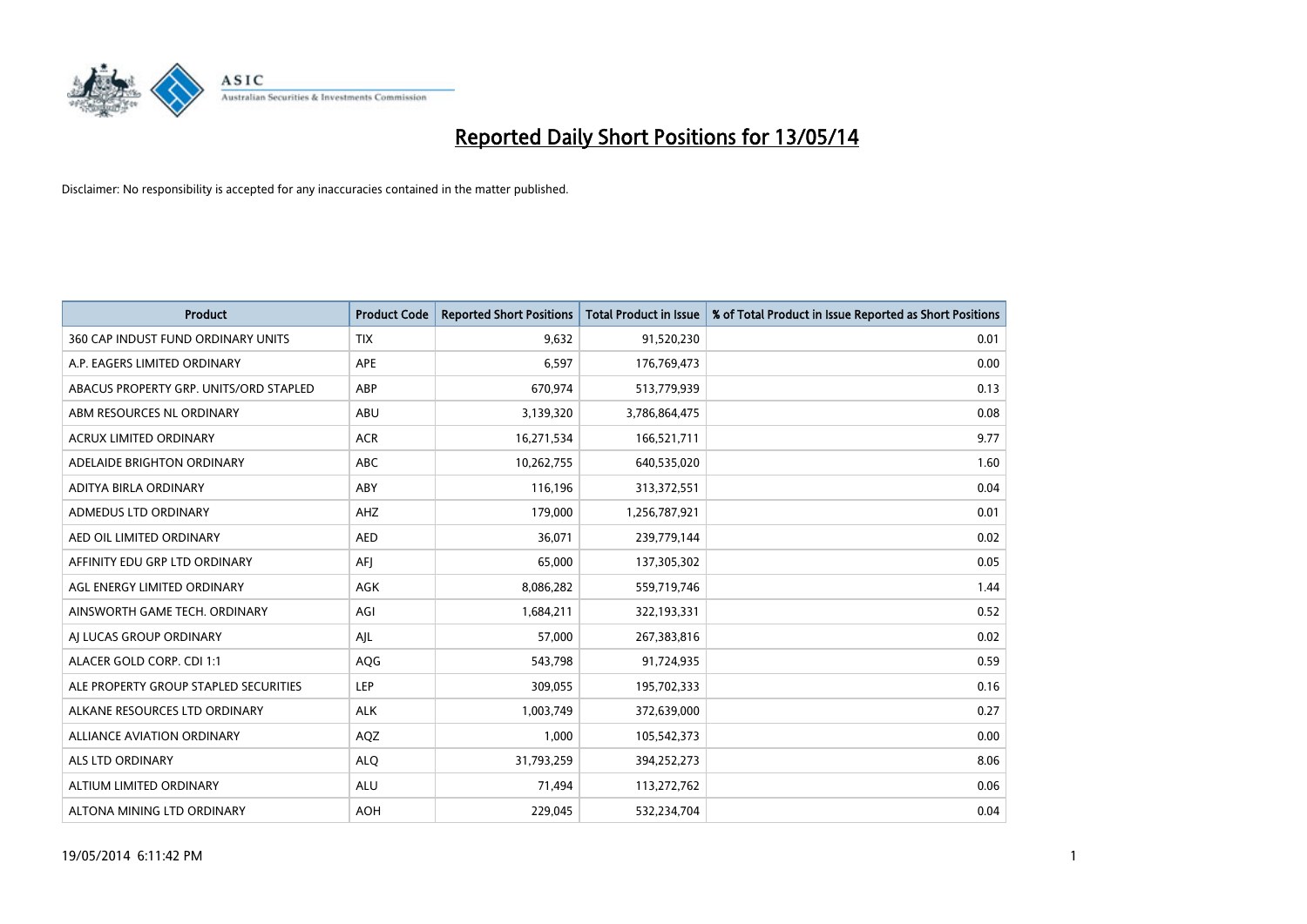# Reported Daily Short Positions for 13/05/14

Disclaimer: No responsibility is accepted for any inaccuracies contained in the matter published.

| Product | Product Code | Reported Short Positions | Total Product in Issue | % of Total Product in Issue Reported as Short Positions |
|---|---|---|---|---|
| 360 CAP INDUST FUND ORDINARY UNITS | TIX | 9,632 | 91,520,230 | 0.01 |
| A.P. EAGERS LIMITED ORDINARY | APE | 6,597 | 176,769,473 | 0.00 |
| ABACUS PROPERTY GRP. UNITS/ORD STAPLED | ABP | 670,974 | 513,779,939 | 0.13 |
| ABM RESOURCES NL ORDINARY | ABU | 3,139,320 | 3,786,864,475 | 0.08 |
| ACRUX LIMITED ORDINARY | ACR | 16,271,534 | 166,521,711 | 9.77 |
| ADELAIDE BRIGHTON ORDINARY | ABC | 10,262,755 | 640,535,020 | 1.60 |
| ADITYA BIRLA ORDINARY | ABY | 116,196 | 313,372,551 | 0.04 |
| ADMEDUS LTD ORDINARY | AHZ | 179,000 | 1,256,787,921 | 0.01 |
| AED OIL LIMITED ORDINARY | AED | 36,071 | 239,779,144 | 0.02 |
| AFFINITY EDU GRP LTD ORDINARY | AFJ | 65,000 | 137,305,302 | 0.05 |
| AGL ENERGY LIMITED ORDINARY | AGK | 8,086,282 | 559,719,746 | 1.44 |
| AINSWORTH GAME TECH. ORDINARY | AGI | 1,684,211 | 322,193,331 | 0.52 |
| AJ LUCAS GROUP ORDINARY | AJL | 57,000 | 267,383,816 | 0.02 |
| ALACER GOLD CORP. CDI 1:1 | AQG | 543,798 | 91,724,935 | 0.59 |
| ALE PROPERTY GROUP STAPLED SECURITIES | LEP | 309,055 | 195,702,333 | 0.16 |
| ALKANE RESOURCES LTD ORDINARY | ALK | 1,003,749 | 372,639,000 | 0.27 |
| ALLIANCE AVIATION ORDINARY | AQZ | 1,000 | 105,542,373 | 0.00 |
| ALS LTD ORDINARY | ALQ | 31,793,259 | 394,252,273 | 8.06 |
| ALTIUM LIMITED ORDINARY | ALU | 71,494 | 113,272,762 | 0.06 |
| ALTONA MINING LTD ORDINARY | AOH | 229,045 | 532,234,704 | 0.04 |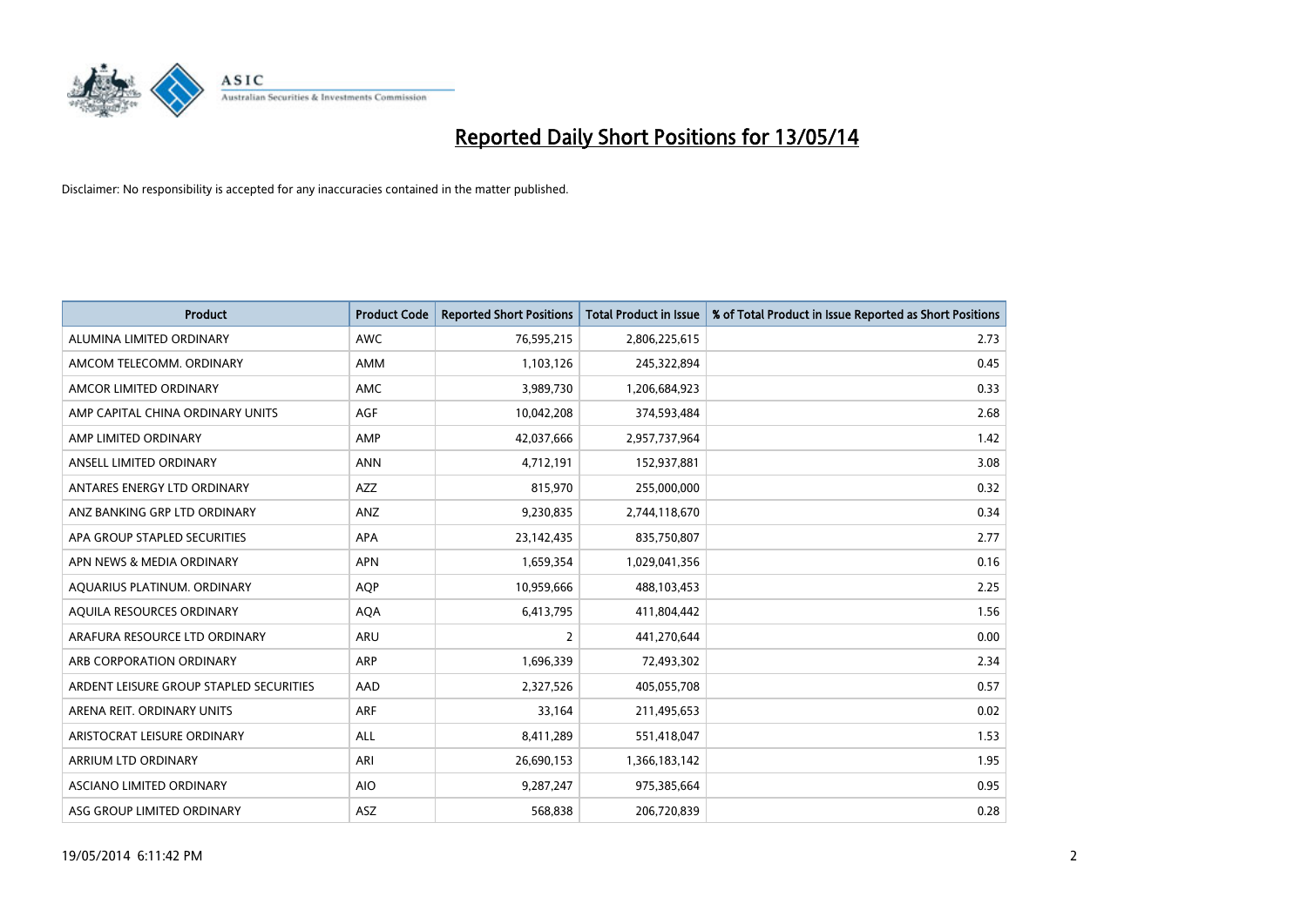# Reported Daily Short Positions for 13/05/14

Disclaimer: No responsibility is accepted for any inaccuracies contained in the matter published.

| Product | Product Code | Reported Short Positions | Total Product in Issue | % of Total Product in Issue Reported as Short Positions |
|---|---|---|---|---|
| ALUMINA LIMITED ORDINARY | AWC | 76,595,215 | 2,806,225,615 | 2.73 |
| AMCOM TELECOMM. ORDINARY | AMM | 1,103,126 | 245,322,894 | 0.45 |
| AMCOR LIMITED ORDINARY | AMC | 3,989,730 | 1,206,684,923 | 0.33 |
| AMP CAPITAL CHINA ORDINARY UNITS | AGF | 10,042,208 | 374,593,484 | 2.68 |
| AMP LIMITED ORDINARY | AMP | 42,037,666 | 2,957,737,964 | 1.42 |
| ANSELL LIMITED ORDINARY | ANN | 4,712,191 | 152,937,881 | 3.08 |
| ANTARES ENERGY LTD ORDINARY | AZZ | 815,970 | 255,000,000 | 0.32 |
| ANZ BANKING GRP LTD ORDINARY | ANZ | 9,230,835 | 2,744,118,670 | 0.34 |
| APA GROUP STAPLED SECURITIES | APA | 23,142,435 | 835,750,807 | 2.77 |
| APN NEWS & MEDIA ORDINARY | APN | 1,659,354 | 1,029,041,356 | 0.16 |
| AQUARIUS PLATINUM. ORDINARY | AQP | 10,959,666 | 488,103,453 | 2.25 |
| AQUILA RESOURCES ORDINARY | AQA | 6,413,795 | 411,804,442 | 1.56 |
| ARAFURA RESOURCE LTD ORDINARY | ARU | 2 | 441,270,644 | 0.00 |
| ARB CORPORATION ORDINARY | ARP | 1,696,339 | 72,493,302 | 2.34 |
| ARDENT LEISURE GROUP STAPLED SECURITIES | AAD | 2,327,526 | 405,055,708 | 0.57 |
| ARENA REIT. ORDINARY UNITS | ARF | 33,164 | 211,495,653 | 0.02 |
| ARISTOCRAT LEISURE ORDINARY | ALL | 8,411,289 | 551,418,047 | 1.53 |
| ARRIUM LTD ORDINARY | ARI | 26,690,153 | 1,366,183,142 | 1.95 |
| ASCIANO LIMITED ORDINARY | AIO | 9,287,247 | 975,385,664 | 0.95 |
| ASG GROUP LIMITED ORDINARY | ASZ | 568,838 | 206,720,839 | 0.28 |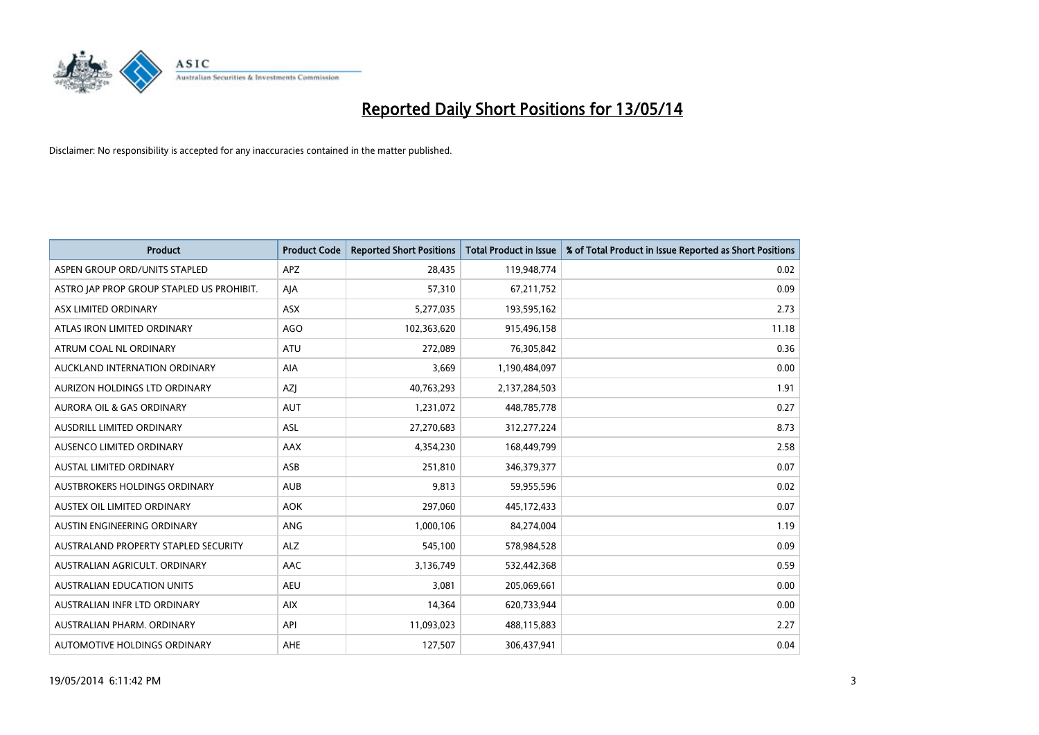# Reported Daily Short Positions for 13/05/14

Disclaimer: No responsibility is accepted for any inaccuracies contained in the matter published.

| Product | Product Code | Reported Short Positions | Total Product in Issue | % of Total Product in Issue Reported as Short Positions |
|---|---|---|---|---|
| ASPEN GROUP ORD/UNITS STAPLED | APZ | 28,435 | 119,948,774 | 0.02 |
| ASTRO JAP PROP GROUP STAPLED US PROHIBIT. | AJA | 57,310 | 67,211,752 | 0.09 |
| ASX LIMITED ORDINARY | ASX | 5,277,035 | 193,595,162 | 2.73 |
| ATLAS IRON LIMITED ORDINARY | AGO | 102,363,620 | 915,496,158 | 11.18 |
| ATRUM COAL NL ORDINARY | ATU | 272,089 | 76,305,842 | 0.36 |
| AUCKLAND INTERNATION ORDINARY | AIA | 3,669 | 1,190,484,097 | 0.00 |
| AURIZON HOLDINGS LTD ORDINARY | AZJ | 40,763,293 | 2,137,284,503 | 1.91 |
| AURORA OIL & GAS ORDINARY | AUT | 1,231,072 | 448,785,778 | 0.27 |
| AUSDRILL LIMITED ORDINARY | ASL | 27,270,683 | 312,277,224 | 8.73 |
| AUSENCO LIMITED ORDINARY | AAX | 4,354,230 | 168,449,799 | 2.58 |
| AUSTAL LIMITED ORDINARY | ASB | 251,810 | 346,379,377 | 0.07 |
| AUSTBROKERS HOLDINGS ORDINARY | AUB | 9,813 | 59,955,596 | 0.02 |
| AUSTEX OIL LIMITED ORDINARY | AOK | 297,060 | 445,172,433 | 0.07 |
| AUSTIN ENGINEERING ORDINARY | ANG | 1,000,106 | 84,274,004 | 1.19 |
| AUSTRALAND PROPERTY STAPLED SECURITY | ALZ | 545,100 | 578,984,528 | 0.09 |
| AUSTRALIAN AGRICULT. ORDINARY | AAC | 3,136,749 | 532,442,368 | 0.59 |
| AUSTRALIAN EDUCATION UNITS | AEU | 3,081 | 205,069,661 | 0.00 |
| AUSTRALIAN INFR LTD ORDINARY | AIX | 14,364 | 620,733,944 | 0.00 |
| AUSTRALIAN PHARM. ORDINARY | API | 11,093,023 | 488,115,883 | 2.27 |
| AUTOMOTIVE HOLDINGS ORDINARY | AHE | 127,507 | 306,437,941 | 0.04 |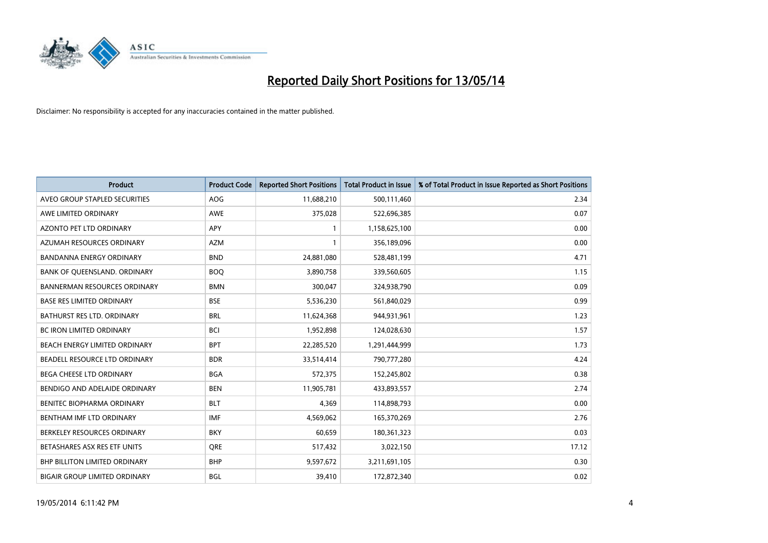# Reported Daily Short Positions for 13/05/14

Disclaimer: No responsibility is accepted for any inaccuracies contained in the matter published.

| Product | Product Code | Reported Short Positions | Total Product in Issue | % of Total Product in Issue Reported as Short Positions |
|---|---|---|---|---|
| AVEO GROUP STAPLED SECURITIES | AOG | 11,688,210 | 500,111,460 | 2.34 |
| AWE LIMITED ORDINARY | AWE | 375,028 | 522,696,385 | 0.07 |
| AZONTO PET LTD ORDINARY | APY | 1 | 1,158,625,100 | 0.00 |
| AZUMAH RESOURCES ORDINARY | AZM | 1 | 356,189,096 | 0.00 |
| BANDANNA ENERGY ORDINARY | BND | 24,881,080 | 528,481,199 | 4.71 |
| BANK OF QUEENSLAND. ORDINARY | BOQ | 3,890,758 | 339,560,605 | 1.15 |
| BANNERMAN RESOURCES ORDINARY | BMN | 300,047 | 324,938,790 | 0.09 |
| BASE RES LIMITED ORDINARY | BSE | 5,536,230 | 561,840,029 | 0.99 |
| BATHURST RES LTD. ORDINARY | BRL | 11,624,368 | 944,931,961 | 1.23 |
| BC IRON LIMITED ORDINARY | BCI | 1,952,898 | 124,028,630 | 1.57 |
| BEACH ENERGY LIMITED ORDINARY | BPT | 22,285,520 | 1,291,444,999 | 1.73 |
| BEADELL RESOURCE LTD ORDINARY | BDR | 33,514,414 | 790,777,280 | 4.24 |
| BEGA CHEESE LTD ORDINARY | BGA | 572,375 | 152,245,802 | 0.38 |
| BENDIGO AND ADELAIDE ORDINARY | BEN | 11,905,781 | 433,893,557 | 2.74 |
| BENITEC BIOPHARMA ORDINARY | BLT | 4,369 | 114,898,793 | 0.00 |
| BENTHAM IMF LTD ORDINARY | IMF | 4,569,062 | 165,370,269 | 2.76 |
| BERKELEY RESOURCES ORDINARY | BKY | 60,659 | 180,361,323 | 0.03 |
| BETASHARES ASX RES ETF UNITS | QRE | 517,432 | 3,022,150 | 17.12 |
| BHP BILLITON LIMITED ORDINARY | BHP | 9,597,672 | 3,211,691,105 | 0.30 |
| BIGAIR GROUP LIMITED ORDINARY | BGL | 39,410 | 172,872,340 | 0.02 |

19/05/2014 6:11:42 PM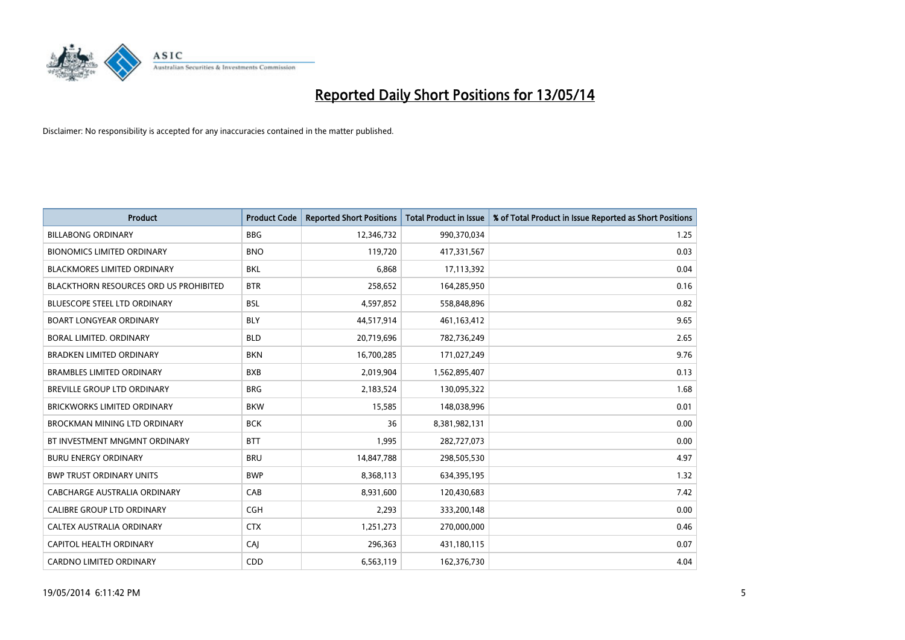# Reported Daily Short Positions for 13/05/14

Disclaimer: No responsibility is accepted for any inaccuracies contained in the matter published.

| Product | Product Code | Reported Short Positions | Total Product in Issue | % of Total Product in Issue Reported as Short Positions |
|---|---|---|---|---|
| BILLABONG ORDINARY | BBG | 12,346,732 | 990,370,034 | 1.25 |
| BIONOMICS LIMITED ORDINARY | BNO | 119,720 | 417,331,567 | 0.03 |
| BLACKMORES LIMITED ORDINARY | BKL | 6,868 | 17,113,392 | 0.04 |
| BLACKTHORN RESOURCES ORD US PROHIBITED | BTR | 258,652 | 164,285,950 | 0.16 |
| BLUESCOPE STEEL LTD ORDINARY | BSL | 4,597,852 | 558,848,896 | 0.82 |
| BOART LONGYEAR ORDINARY | BLY | 44,517,914 | 461,163,412 | 9.65 |
| BORAL LIMITED. ORDINARY | BLD | 20,719,696 | 782,736,249 | 2.65 |
| BRADKEN LIMITED ORDINARY | BKN | 16,700,285 | 171,027,249 | 9.76 |
| BRAMBLES LIMITED ORDINARY | BXB | 2,019,904 | 1,562,895,407 | 0.13 |
| BREVILLE GROUP LTD ORDINARY | BRG | 2,183,524 | 130,095,322 | 1.68 |
| BRICKWORKS LIMITED ORDINARY | BKW | 15,585 | 148,038,996 | 0.01 |
| BROCKMAN MINING LTD ORDINARY | BCK | 36 | 8,381,982,131 | 0.00 |
| BT INVESTMENT MNGMNT ORDINARY | BTT | 1,995 | 282,727,073 | 0.00 |
| BURU ENERGY ORDINARY | BRU | 14,847,788 | 298,505,530 | 4.97 |
| BWP TRUST ORDINARY UNITS | BWP | 8,368,113 | 634,395,195 | 1.32 |
| CABCHARGE AUSTRALIA ORDINARY | CAB | 8,931,600 | 120,430,683 | 7.42 |
| CALIBRE GROUP LTD ORDINARY | CGH | 2,293 | 333,200,148 | 0.00 |
| CALTEX AUSTRALIA ORDINARY | CTX | 1,251,273 | 270,000,000 | 0.46 |
| CAPITOL HEALTH ORDINARY | CAJ | 296,363 | 431,180,115 | 0.07 |
| CARDNO LIMITED ORDINARY | CDD | 6,563,119 | 162,376,730 | 4.04 |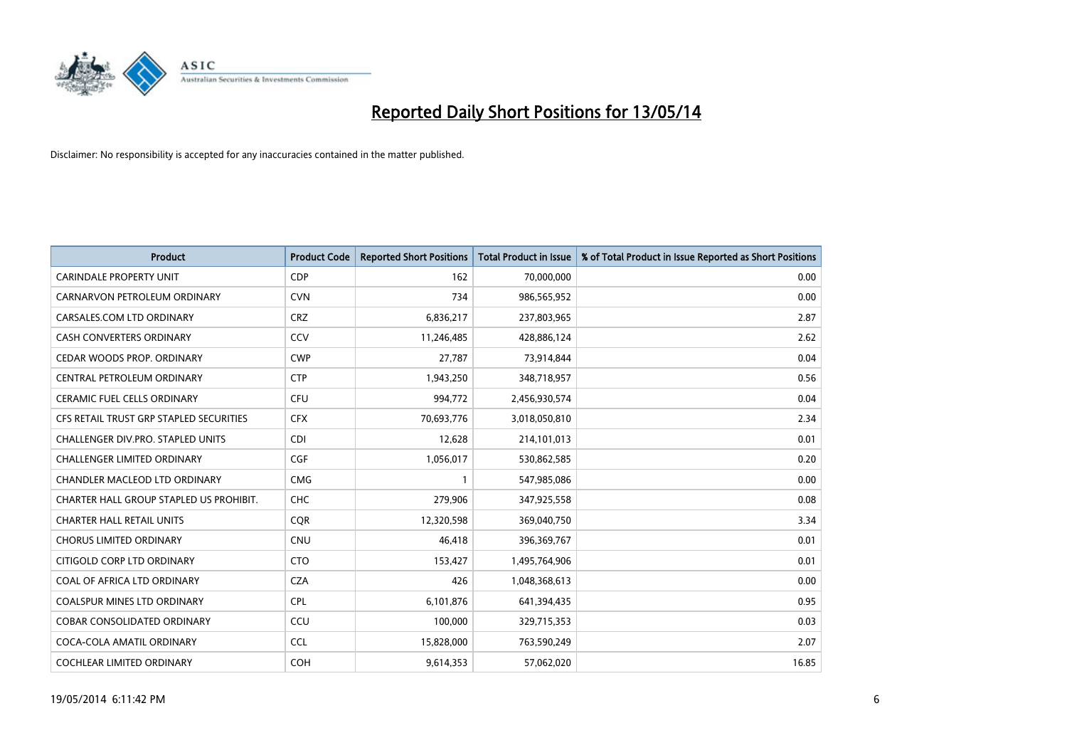# Reported Daily Short Positions for 13/05/14

Disclaimer: No responsibility is accepted for any inaccuracies contained in the matter published.

| Product | Product Code | Reported Short Positions | Total Product in Issue | % of Total Product in Issue Reported as Short Positions |
|---|---|---|---|---|
| CARINDALE PROPERTY UNIT | CDP | 162 | 70,000,000 | 0.00 |
| CARNARVON PETROLEUM ORDINARY | CVN | 734 | 986,565,952 | 0.00 |
| CARSALES.COM LTD ORDINARY | CRZ | 6,836,217 | 237,803,965 | 2.87 |
| CASH CONVERTERS ORDINARY | CCV | 11,246,485 | 428,886,124 | 2.62 |
| CEDAR WOODS PROP. ORDINARY | CWP | 27,787 | 73,914,844 | 0.04 |
| CENTRAL PETROLEUM ORDINARY | CTP | 1,943,250 | 348,718,957 | 0.56 |
| CERAMIC FUEL CELLS ORDINARY | CFU | 994,772 | 2,456,930,574 | 0.04 |
| CFS RETAIL TRUST GRP STAPLED SECURITIES | CFX | 70,693,776 | 3,018,050,810 | 2.34 |
| CHALLENGER DIV.PRO. STAPLED UNITS | CDI | 12,628 | 214,101,013 | 0.01 |
| CHALLENGER LIMITED ORDINARY | CGF | 1,056,017 | 530,862,585 | 0.20 |
| CHANDLER MACLEOD LTD ORDINARY | CMG | 1 | 547,985,086 | 0.00 |
| CHARTER HALL GROUP STAPLED US PROHIBIT. | CHC | 279,906 | 347,925,558 | 0.08 |
| CHARTER HALL RETAIL UNITS | CQR | 12,320,598 | 369,040,750 | 3.34 |
| CHORUS LIMITED ORDINARY | CNU | 46,418 | 396,369,767 | 0.01 |
| CITIGOLD CORP LTD ORDINARY | CTO | 153,427 | 1,495,764,906 | 0.01 |
| COAL OF AFRICA LTD ORDINARY | CZA | 426 | 1,048,368,613 | 0.00 |
| COALSPUR MINES LTD ORDINARY | CPL | 6,101,876 | 641,394,435 | 0.95 |
| COBAR CONSOLIDATED ORDINARY | CCU | 100,000 | 329,715,353 | 0.03 |
| COCA-COLA AMATIL ORDINARY | CCL | 15,828,000 | 763,590,249 | 2.07 |
| COCHLEAR LIMITED ORDINARY | COH | 9,614,353 | 57,062,020 | 16.85 |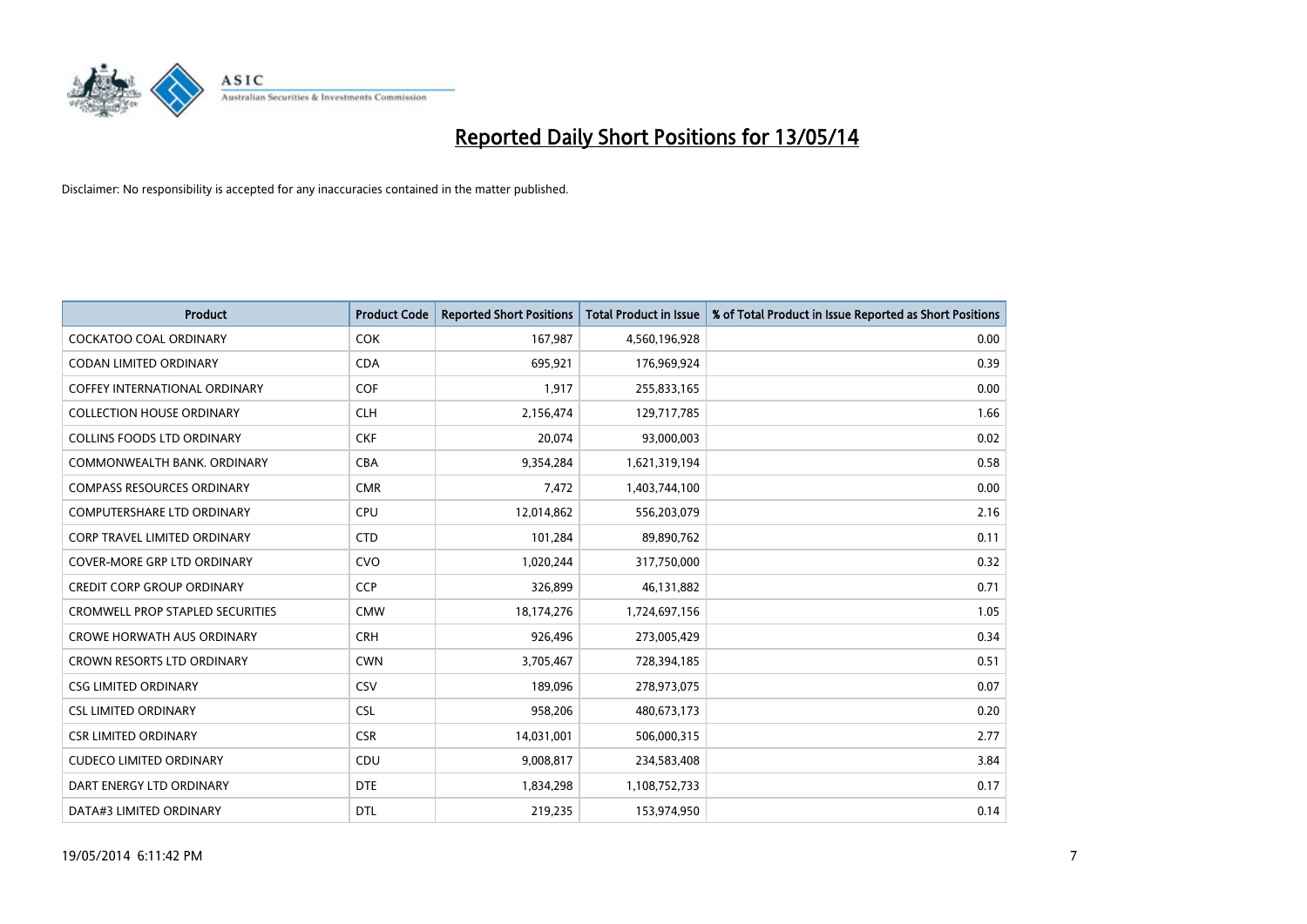# Reported Daily Short Positions for 13/05/14

Disclaimer: No responsibility is accepted for any inaccuracies contained in the matter published.

| Product | Product Code | Reported Short Positions | Total Product in Issue | % of Total Product in Issue Reported as Short Positions |
|---|---|---|---|---|
| COCKATOO COAL ORDINARY | COK | 167,987 | 4,560,196,928 | 0.00 |
| CODAN LIMITED ORDINARY | CDA | 695,921 | 176,969,924 | 0.39 |
| COFFEY INTERNATIONAL ORDINARY | COF | 1,917 | 255,833,165 | 0.00 |
| COLLECTION HOUSE ORDINARY | CLH | 2,156,474 | 129,717,785 | 1.66 |
| COLLINS FOODS LTD ORDINARY | CKF | 20,074 | 93,000,003 | 0.02 |
| COMMONWEALTH BANK. ORDINARY | CBA | 9,354,284 | 1,621,319,194 | 0.58 |
| COMPASS RESOURCES ORDINARY | CMR | 7,472 | 1,403,744,100 | 0.00 |
| COMPUTERSHARE LTD ORDINARY | CPU | 12,014,862 | 556,203,079 | 2.16 |
| CORP TRAVEL LIMITED ORDINARY | CTD | 101,284 | 89,890,762 | 0.11 |
| COVER-MORE GRP LTD ORDINARY | CVO | 1,020,244 | 317,750,000 | 0.32 |
| CREDIT CORP GROUP ORDINARY | CCP | 326,899 | 46,131,882 | 0.71 |
| CROMWELL PROP STAPLED SECURITIES | CMW | 18,174,276 | 1,724,697,156 | 1.05 |
| CROWE HORWATH AUS ORDINARY | CRH | 926,496 | 273,005,429 | 0.34 |
| CROWN RESORTS LTD ORDINARY | CWN | 3,705,467 | 728,394,185 | 0.51 |
| CSG LIMITED ORDINARY | CSV | 189,096 | 278,973,075 | 0.07 |
| CSL LIMITED ORDINARY | CSL | 958,206 | 480,673,173 | 0.20 |
| CSR LIMITED ORDINARY | CSR | 14,031,001 | 506,000,315 | 2.77 |
| CUDECO LIMITED ORDINARY | CDU | 9,008,817 | 234,583,408 | 3.84 |
| DART ENERGY LTD ORDINARY | DTE | 1,834,298 | 1,108,752,733 | 0.17 |
| DATA#3 LIMITED ORDINARY | DTL | 219,235 | 153,974,950 | 0.14 |

19/05/2014 6:11:42 PM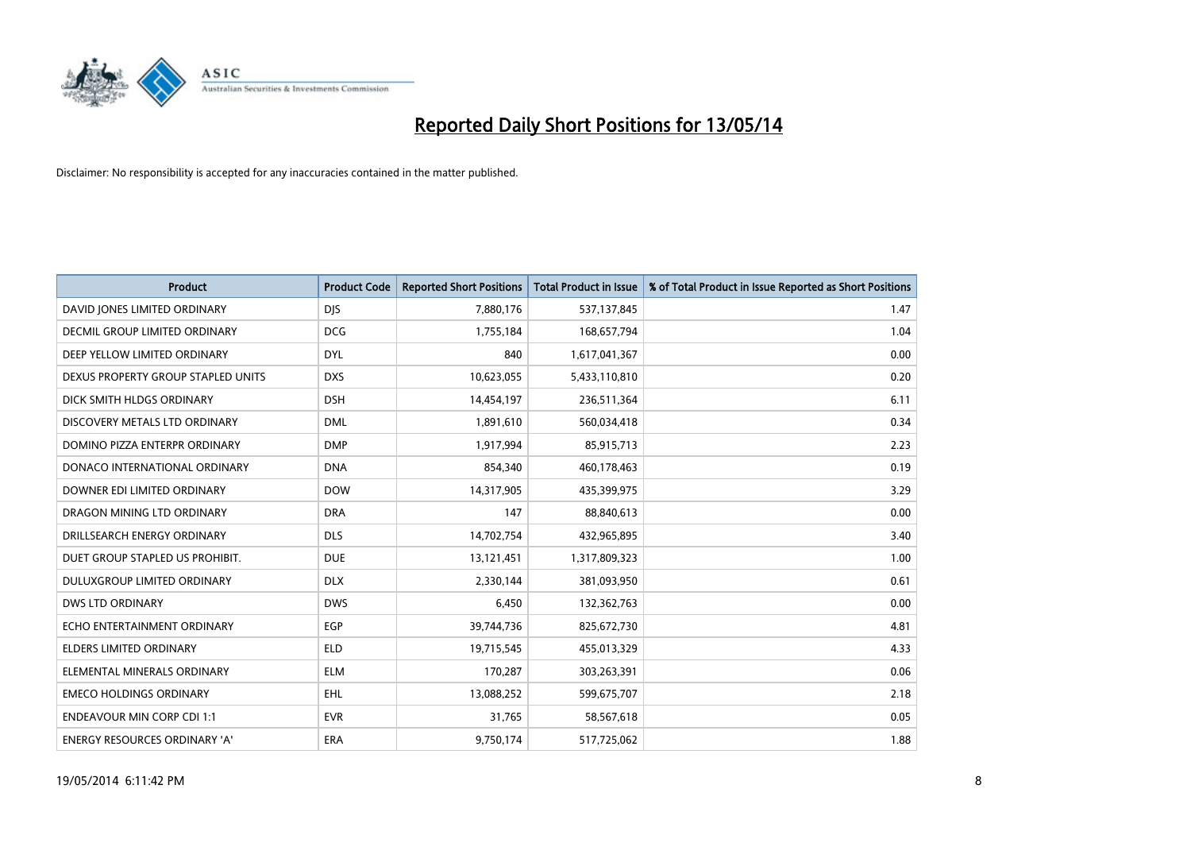# Reported Daily Short Positions for 13/05/14

Disclaimer: No responsibility is accepted for any inaccuracies contained in the matter published.

| Product | Product Code | Reported Short Positions | Total Product in Issue | % of Total Product in Issue Reported as Short Positions |
|---|---|---|---|---|
| DAVID JONES LIMITED ORDINARY | DJS | 7,880,176 | 537,137,845 | 1.47 |
| DECMIL GROUP LIMITED ORDINARY | DCG | 1,755,184 | 168,657,794 | 1.04 |
| DEEP YELLOW LIMITED ORDINARY | DYL | 840 | 1,617,041,367 | 0.00 |
| DEXUS PROPERTY GROUP STAPLED UNITS | DXS | 10,623,055 | 5,433,110,810 | 0.20 |
| DICK SMITH HLDGS ORDINARY | DSH | 14,454,197 | 236,511,364 | 6.11 |
| DISCOVERY METALS LTD ORDINARY | DML | 1,891,610 | 560,034,418 | 0.34 |
| DOMINO PIZZA ENTERPR ORDINARY | DMP | 1,917,994 | 85,915,713 | 2.23 |
| DONACO INTERNATIONAL ORDINARY | DNA | 854,340 | 460,178,463 | 0.19 |
| DOWNER EDI LIMITED ORDINARY | DOW | 14,317,905 | 435,399,975 | 3.29 |
| DRAGON MINING LTD ORDINARY | DRA | 147 | 88,840,613 | 0.00 |
| DRILLSEARCH ENERGY ORDINARY | DLS | 14,702,754 | 432,965,895 | 3.40 |
| DUET GROUP STAPLED US PROHIBIT. | DUE | 13,121,451 | 1,317,809,323 | 1.00 |
| DULUXGROUP LIMITED ORDINARY | DLX | 2,330,144 | 381,093,950 | 0.61 |
| DWS LTD ORDINARY | DWS | 6,450 | 132,362,763 | 0.00 |
| ECHO ENTERTAINMENT ORDINARY | EGP | 39,744,736 | 825,672,730 | 4.81 |
| ELDERS LIMITED ORDINARY | ELD | 19,715,545 | 455,013,329 | 4.33 |
| ELEMENTAL MINERALS ORDINARY | ELM | 170,287 | 303,263,391 | 0.06 |
| EMECO HOLDINGS ORDINARY | EHL | 13,088,252 | 599,675,707 | 2.18 |
| ENDEAVOUR MIN CORP CDI 1:1 | EVR | 31,765 | 58,567,618 | 0.05 |
| ENERGY RESOURCES ORDINARY 'A' | ERA | 9,750,174 | 517,725,062 | 1.88 |

19/05/2014 6:11:42 PM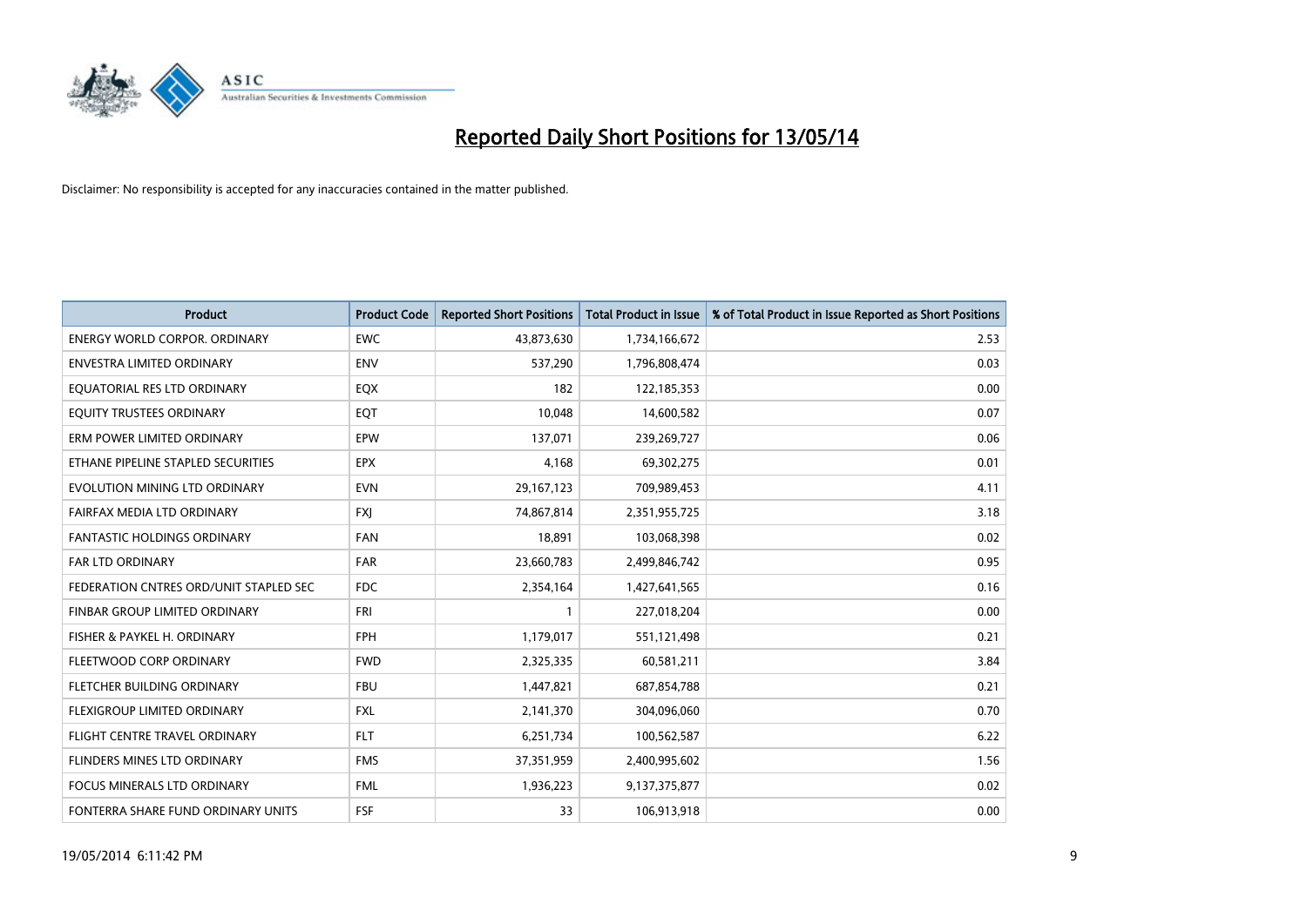# Reported Daily Short Positions for 13/05/14

Disclaimer: No responsibility is accepted for any inaccuracies contained in the matter published.

| Product | Product Code | Reported Short Positions | Total Product in Issue | % of Total Product in Issue Reported as Short Positions |
|---|---|---|---|---|
| ENERGY WORLD CORPOR. ORDINARY | EWC | 43,873,630 | 1,734,166,672 | 2.53 |
| ENVESTRA LIMITED ORDINARY | ENV | 537,290 | 1,796,808,474 | 0.03 |
| EQUATORIAL RES LTD ORDINARY | EQX | 182 | 122,185,353 | 0.00 |
| EQUITY TRUSTEES ORDINARY | EQT | 10,048 | 14,600,582 | 0.07 |
| ERM POWER LIMITED ORDINARY | EPW | 137,071 | 239,269,727 | 0.06 |
| ETHANE PIPELINE STAPLED SECURITIES | EPX | 4,168 | 69,302,275 | 0.01 |
| EVOLUTION MINING LTD ORDINARY | EVN | 29,167,123 | 709,989,453 | 4.11 |
| FAIRFAX MEDIA LTD ORDINARY | FXJ | 74,867,814 | 2,351,955,725 | 3.18 |
| FANTASTIC HOLDINGS ORDINARY | FAN | 18,891 | 103,068,398 | 0.02 |
| FAR LTD ORDINARY | FAR | 23,660,783 | 2,499,846,742 | 0.95 |
| FEDERATION CNTRES ORD/UNIT STAPLED SEC | FDC | 2,354,164 | 1,427,641,565 | 0.16 |
| FINBAR GROUP LIMITED ORDINARY | FRI | 1 | 227,018,204 | 0.00 |
| FISHER & PAYKEL H. ORDINARY | FPH | 1,179,017 | 551,121,498 | 0.21 |
| FLEETWOOD CORP ORDINARY | FWD | 2,325,335 | 60,581,211 | 3.84 |
| FLETCHER BUILDING ORDINARY | FBU | 1,447,821 | 687,854,788 | 0.21 |
| FLEXIGROUP LIMITED ORDINARY | FXL | 2,141,370 | 304,096,060 | 0.70 |
| FLIGHT CENTRE TRAVEL ORDINARY | FLT | 6,251,734 | 100,562,587 | 6.22 |
| FLINDERS MINES LTD ORDINARY | FMS | 37,351,959 | 2,400,995,602 | 1.56 |
| FOCUS MINERALS LTD ORDINARY | FML | 1,936,223 | 9,137,375,877 | 0.02 |
| FONTERRA SHARE FUND ORDINARY UNITS | FSF | 33 | 106,913,918 | 0.00 |

19/05/2014 6:11:42 PM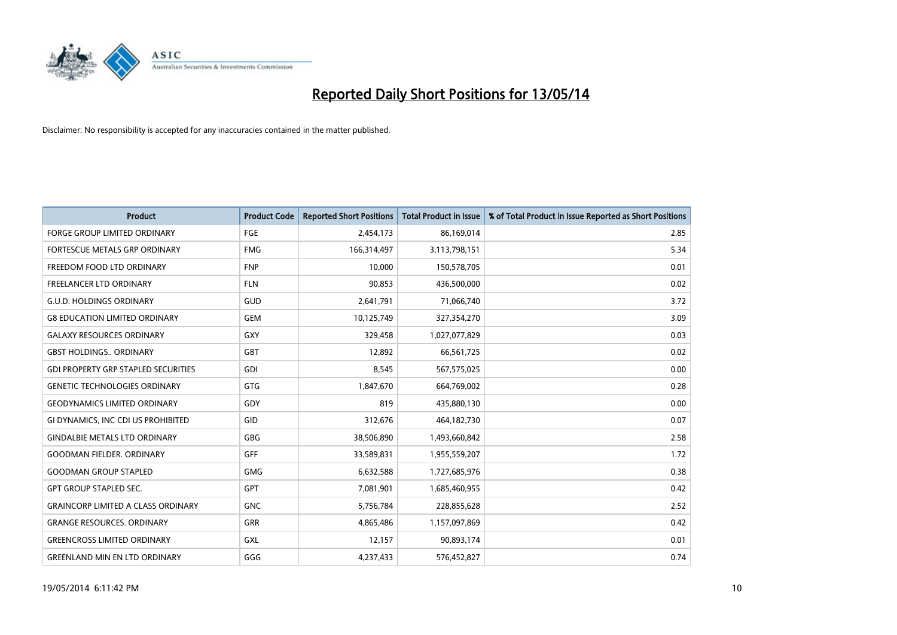# Reported Daily Short Positions for 13/05/14

Disclaimer: No responsibility is accepted for any inaccuracies contained in the matter published.

| Product | Product Code | Reported Short Positions | Total Product in Issue | % of Total Product in Issue Reported as Short Positions |
|---|---|---|---|---|
| FORGE GROUP LIMITED ORDINARY | FGE | 2,454,173 | 86,169,014 | 2.85 |
| FORTESCUE METALS GRP ORDINARY | FMG | 166,314,497 | 3,113,798,151 | 5.34 |
| FREEDOM FOOD LTD ORDINARY | FNP | 10,000 | 150,578,705 | 0.01 |
| FREELANCER LTD ORDINARY | FLN | 90,853 | 436,500,000 | 0.02 |
| G.U.D. HOLDINGS ORDINARY | GUD | 2,641,791 | 71,066,740 | 3.72 |
| G8 EDUCATION LIMITED ORDINARY | GEM | 10,125,749 | 327,354,270 | 3.09 |
| GALAXY RESOURCES ORDINARY | GXY | 329,458 | 1,027,077,829 | 0.03 |
| GBST HOLDINGS.. ORDINARY | GBT | 12,892 | 66,561,725 | 0.02 |
| GDI PROPERTY GRP STAPLED SECURITIES | GDI | 8,545 | 567,575,025 | 0.00 |
| GENETIC TECHNOLOGIES ORDINARY | GTG | 1,847,670 | 664,769,002 | 0.28 |
| GEODYNAMICS LIMITED ORDINARY | GDY | 819 | 435,880,130 | 0.00 |
| GI DYNAMICS, INC CDI US PROHIBITED | GID | 312,676 | 464,182,730 | 0.07 |
| GINDALBIE METALS LTD ORDINARY | GBG | 38,506,890 | 1,493,660,842 | 2.58 |
| GOODMAN FIELDER. ORDINARY | GFF | 33,589,831 | 1,955,559,207 | 1.72 |
| GOODMAN GROUP STAPLED | GMG | 6,632,588 | 1,727,685,976 | 0.38 |
| GPT GROUP STAPLED SEC. | GPT | 7,081,901 | 1,685,460,955 | 0.42 |
| GRAINCORP LIMITED A CLASS ORDINARY | GNC | 5,756,784 | 228,855,628 | 2.52 |
| GRANGE RESOURCES. ORDINARY | GRR | 4,865,486 | 1,157,097,869 | 0.42 |
| GREENCROSS LIMITED ORDINARY | GXL | 12,157 | 90,893,174 | 0.01 |
| GREENLAND MIN EN LTD ORDINARY | GGG | 4,237,433 | 576,452,827 | 0.74 |

19/05/2014 6:11:42 PM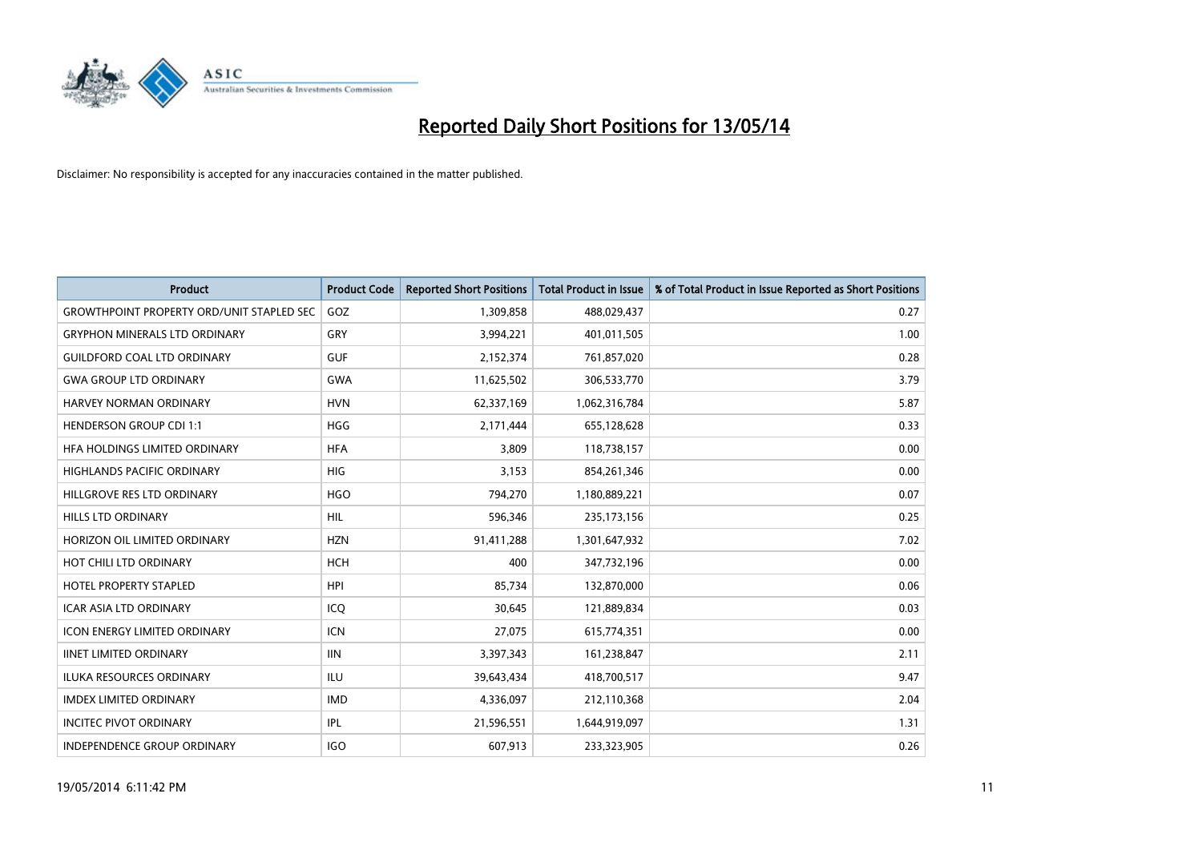# Reported Daily Short Positions for 13/05/14

Disclaimer: No responsibility is accepted for any inaccuracies contained in the matter published.

| Product | Product Code | Reported Short Positions | Total Product in Issue | % of Total Product in Issue Reported as Short Positions |
|---|---|---|---|---|
| GROWTHPOINT PROPERTY ORD/UNIT STAPLED SEC | GOZ | 1,309,858 | 488,029,437 | 0.27 |
| GRYPHON MINERALS LTD ORDINARY | GRY | 3,994,221 | 401,011,505 | 1.00 |
| GUILDFORD COAL LTD ORDINARY | GUF | 2,152,374 | 761,857,020 | 0.28 |
| GWA GROUP LTD ORDINARY | GWA | 11,625,502 | 306,533,770 | 3.79 |
| HARVEY NORMAN ORDINARY | HVN | 62,337,169 | 1,062,316,784 | 5.87 |
| HENDERSON GROUP CDI 1:1 | HGG | 2,171,444 | 655,128,628 | 0.33 |
| HFA HOLDINGS LIMITED ORDINARY | HFA | 3,809 | 118,738,157 | 0.00 |
| HIGHLANDS PACIFIC ORDINARY | HIG | 3,153 | 854,261,346 | 0.00 |
| HILLGROVE RES LTD ORDINARY | HGO | 794,270 | 1,180,889,221 | 0.07 |
| HILLS LTD ORDINARY | HIL | 596,346 | 235,173,156 | 0.25 |
| HORIZON OIL LIMITED ORDINARY | HZN | 91,411,288 | 1,301,647,932 | 7.02 |
| HOT CHILI LTD ORDINARY | HCH | 400 | 347,732,196 | 0.00 |
| HOTEL PROPERTY STAPLED | HPI | 85,734 | 132,870,000 | 0.06 |
| ICAR ASIA LTD ORDINARY | ICQ | 30,645 | 121,889,834 | 0.03 |
| ICON ENERGY LIMITED ORDINARY | ICN | 27,075 | 615,774,351 | 0.00 |
| IINET LIMITED ORDINARY | IIN | 3,397,343 | 161,238,847 | 2.11 |
| ILUKA RESOURCES ORDINARY | ILU | 39,643,434 | 418,700,517 | 9.47 |
| IMDEX LIMITED ORDINARY | IMD | 4,336,097 | 212,110,368 | 2.04 |
| INCITEC PIVOT ORDINARY | IPL | 21,596,551 | 1,644,919,097 | 1.31 |
| INDEPENDENCE GROUP ORDINARY | IGO | 607,913 | 233,323,905 | 0.26 |

19/05/2014 6:11:42 PM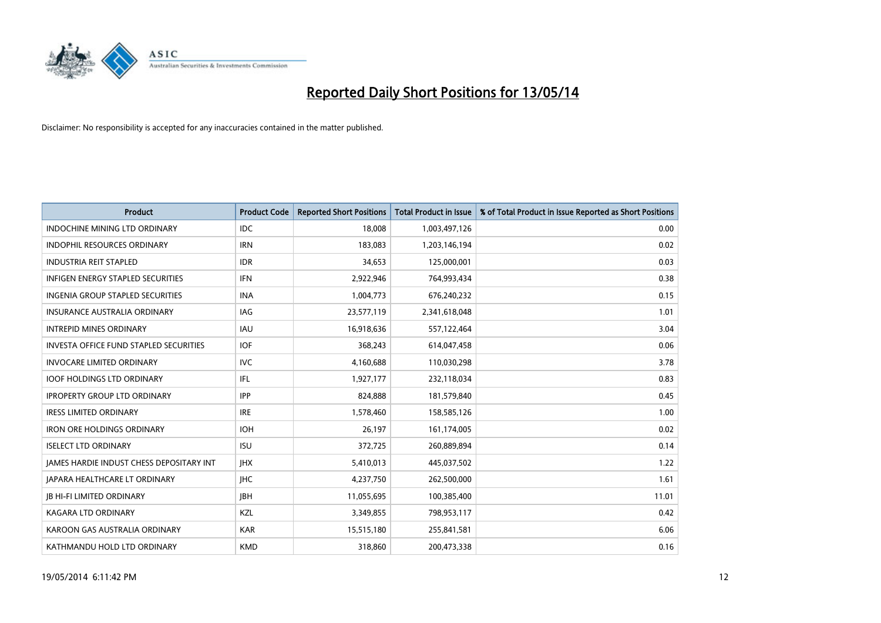# Reported Daily Short Positions for 13/05/14

Disclaimer: No responsibility is accepted for any inaccuracies contained in the matter published.

| Product | Product Code | Reported Short Positions | Total Product in Issue | % of Total Product in Issue Reported as Short Positions |
|---|---|---|---|---|
| INDOCHINE MINING LTD ORDINARY | IDC | 18,008 | 1,003,497,126 | 0.00 |
| INDOPHIL RESOURCES ORDINARY | IRN | 183,083 | 1,203,146,194 | 0.02 |
| INDUSTRIA REIT STAPLED | IDR | 34,653 | 125,000,001 | 0.03 |
| INFIGEN ENERGY STAPLED SECURITIES | IFN | 2,922,946 | 764,993,434 | 0.38 |
| INGENIA GROUP STAPLED SECURITIES | INA | 1,004,773 | 676,240,232 | 0.15 |
| INSURANCE AUSTRALIA ORDINARY | IAG | 23,577,119 | 2,341,618,048 | 1.01 |
| INTREPID MINES ORDINARY | IAU | 16,918,636 | 557,122,464 | 3.04 |
| INVESTA OFFICE FUND STAPLED SECURITIES | IOF | 368,243 | 614,047,458 | 0.06 |
| INVOCARE LIMITED ORDINARY | IVC | 4,160,688 | 110,030,298 | 3.78 |
| IOOF HOLDINGS LTD ORDINARY | IFL | 1,927,177 | 232,118,034 | 0.83 |
| IPROPERTY GROUP LTD ORDINARY | IPP | 824,888 | 181,579,840 | 0.45 |
| IRESS LIMITED ORDINARY | IRE | 1,578,460 | 158,585,126 | 1.00 |
| IRON ORE HOLDINGS ORDINARY | IOH | 26,197 | 161,174,005 | 0.02 |
| ISELECT LTD ORDINARY | ISU | 372,725 | 260,889,894 | 0.14 |
| JAMES HARDIE INDUST CHESS DEPOSITARY INT | JHX | 5,410,013 | 445,037,502 | 1.22 |
| JAPARA HEALTHCARE LT ORDINARY | JHC | 4,237,750 | 262,500,000 | 1.61 |
| JB HI-FI LIMITED ORDINARY | JBH | 11,055,695 | 100,385,400 | 11.01 |
| KAGARA LTD ORDINARY | KZL | 3,349,855 | 798,953,117 | 0.42 |
| KAROON GAS AUSTRALIA ORDINARY | KAR | 15,515,180 | 255,841,581 | 6.06 |
| KATHMANDU HOLD LTD ORDINARY | KMD | 318,860 | 200,473,338 | 0.16 |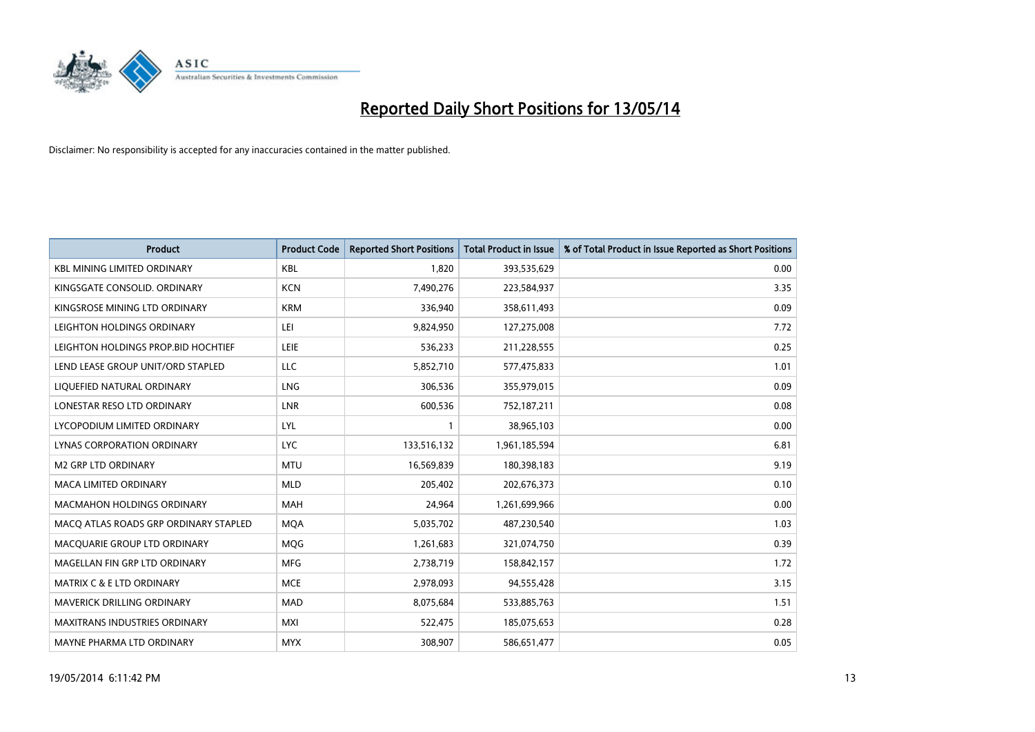# Reported Daily Short Positions for 13/05/14

Disclaimer: No responsibility is accepted for any inaccuracies contained in the matter published.

| Product | Product Code | Reported Short Positions | Total Product in Issue | % of Total Product in Issue Reported as Short Positions |
|---|---|---|---|---|
| KBL MINING LIMITED ORDINARY | KBL | 1,820 | 393,535,629 | 0.00 |
| KINGSGATE CONSOLID. ORDINARY | KCN | 7,490,276 | 223,584,937 | 3.35 |
| KINGSROSE MINING LTD ORDINARY | KRM | 336,940 | 358,611,493 | 0.09 |
| LEIGHTON HOLDINGS ORDINARY | LEI | 9,824,950 | 127,275,008 | 7.72 |
| LEIGHTON HOLDINGS PROP.BID HOCHTIEF | LEIE | 536,233 | 211,228,555 | 0.25 |
| LEND LEASE GROUP UNIT/ORD STAPLED | LLC | 5,852,710 | 577,475,833 | 1.01 |
| LIQUEFIED NATURAL ORDINARY | LNG | 306,536 | 355,979,015 | 0.09 |
| LONESTAR RESO LTD ORDINARY | LNR | 600,536 | 752,187,211 | 0.08 |
| LYCOPODIUM LIMITED ORDINARY | LYL | 1 | 38,965,103 | 0.00 |
| LYNAS CORPORATION ORDINARY | LYC | 133,516,132 | 1,961,185,594 | 6.81 |
| M2 GRP LTD ORDINARY | MTU | 16,569,839 | 180,398,183 | 9.19 |
| MACA LIMITED ORDINARY | MLD | 205,402 | 202,676,373 | 0.10 |
| MACMAHON HOLDINGS ORDINARY | MAH | 24,964 | 1,261,699,966 | 0.00 |
| MACQ ATLAS ROADS GRP ORDINARY STAPLED | MQA | 5,035,702 | 487,230,540 | 1.03 |
| MACQUARIE GROUP LTD ORDINARY | MQG | 1,261,683 | 321,074,750 | 0.39 |
| MAGELLAN FIN GRP LTD ORDINARY | MFG | 2,738,719 | 158,842,157 | 1.72 |
| MATRIX C & E LTD ORDINARY | MCE | 2,978,093 | 94,555,428 | 3.15 |
| MAVERICK DRILLING ORDINARY | MAD | 8,075,684 | 533,885,763 | 1.51 |
| MAXITRANS INDUSTRIES ORDINARY | MXI | 522,475 | 185,075,653 | 0.28 |
| MAYNE PHARMA LTD ORDINARY | MYX | 308,907 | 586,651,477 | 0.05 |

19/05/2014 6:11:42 PM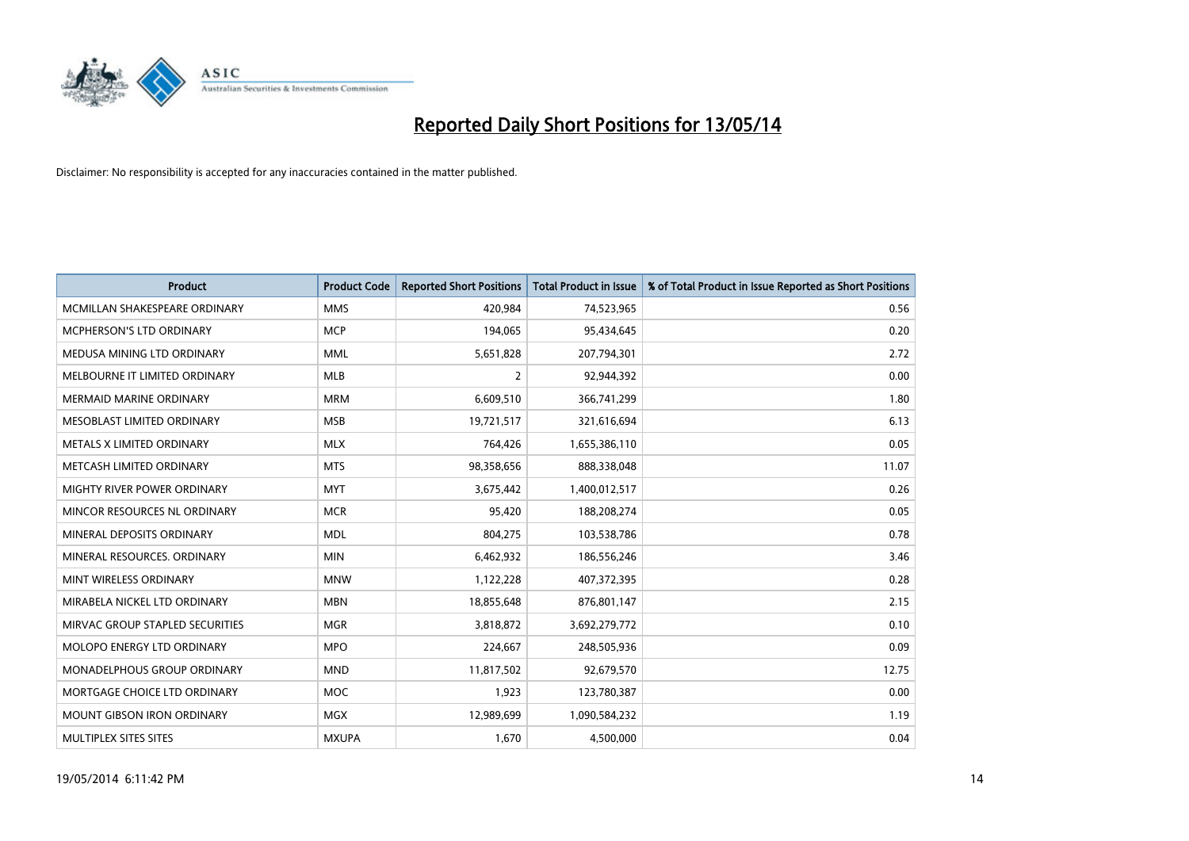# Reported Daily Short Positions for 13/05/14

Disclaimer: No responsibility is accepted for any inaccuracies contained in the matter published.

| Product | Product Code | Reported Short Positions | Total Product in Issue | % of Total Product in Issue Reported as Short Positions |
|---|---|---|---|---|
| MCMILLAN SHAKESPEARE ORDINARY | MMS | 420,984 | 74,523,965 | 0.56 |
| MCPHERSON'S LTD ORDINARY | MCP | 194,065 | 95,434,645 | 0.20 |
| MEDUSA MINING LTD ORDINARY | MML | 5,651,828 | 207,794,301 | 2.72 |
| MELBOURNE IT LIMITED ORDINARY | MLB | 2 | 92,944,392 | 0.00 |
| MERMAID MARINE ORDINARY | MRM | 6,609,510 | 366,741,299 | 1.80 |
| MESOBLAST LIMITED ORDINARY | MSB | 19,721,517 | 321,616,694 | 6.13 |
| METALS X LIMITED ORDINARY | MLX | 764,426 | 1,655,386,110 | 0.05 |
| METCASH LIMITED ORDINARY | MTS | 98,358,656 | 888,338,048 | 11.07 |
| MIGHTY RIVER POWER ORDINARY | MYT | 3,675,442 | 1,400,012,517 | 0.26 |
| MINCOR RESOURCES NL ORDINARY | MCR | 95,420 | 188,208,274 | 0.05 |
| MINERAL DEPOSITS ORDINARY | MDL | 804,275 | 103,538,786 | 0.78 |
| MINERAL RESOURCES. ORDINARY | MIN | 6,462,932 | 186,556,246 | 3.46 |
| MINT WIRELESS ORDINARY | MNW | 1,122,228 | 407,372,395 | 0.28 |
| MIRABELA NICKEL LTD ORDINARY | MBN | 18,855,648 | 876,801,147 | 2.15 |
| MIRVAC GROUP STAPLED SECURITIES | MGR | 3,818,872 | 3,692,279,772 | 0.10 |
| MOLOPO ENERGY LTD ORDINARY | MPO | 224,667 | 248,505,936 | 0.09 |
| MONADELPHOUS GROUP ORDINARY | MND | 11,817,502 | 92,679,570 | 12.75 |
| MORTGAGE CHOICE LTD ORDINARY | MOC | 1,923 | 123,780,387 | 0.00 |
| MOUNT GIBSON IRON ORDINARY | MGX | 12,989,699 | 1,090,584,232 | 1.19 |
| MULTIPLEX SITES SITES | MXUPA | 1,670 | 4,500,000 | 0.04 |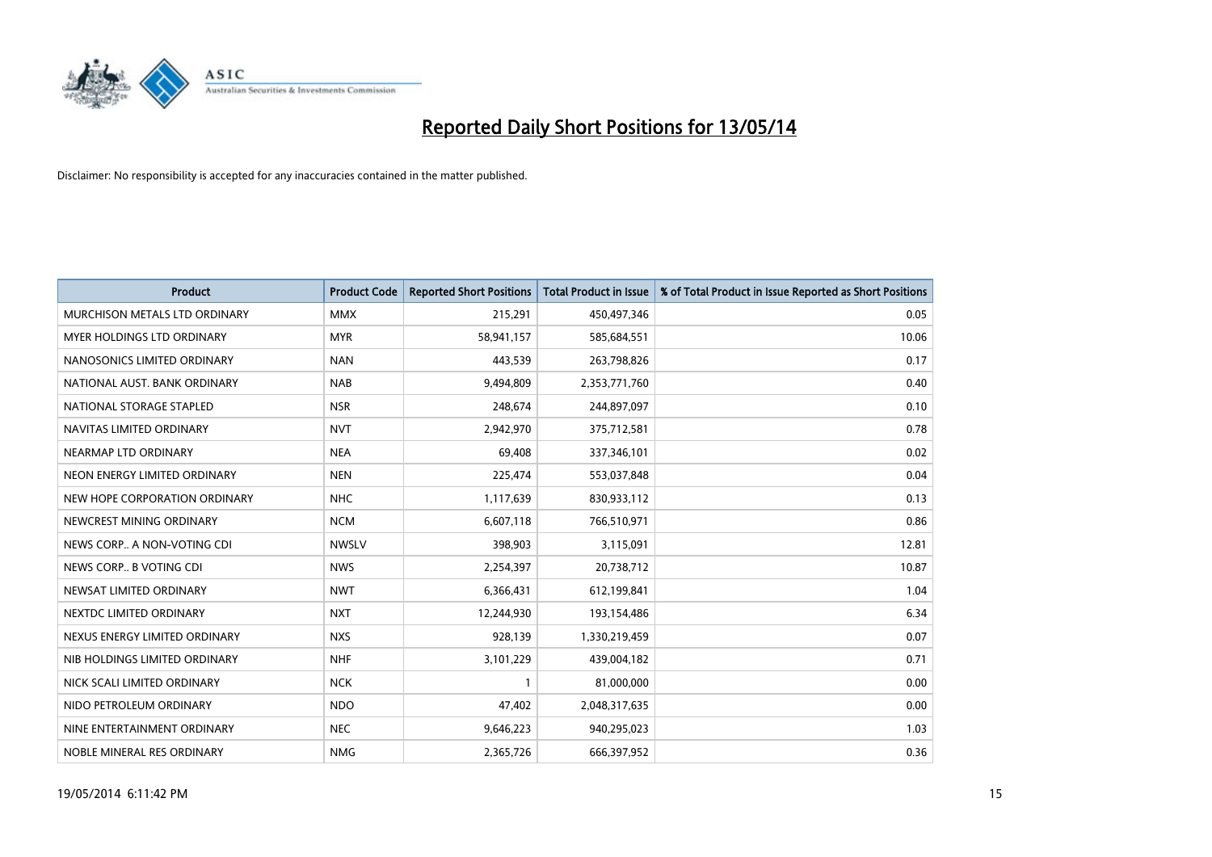# Reported Daily Short Positions for 13/05/14

Disclaimer: No responsibility is accepted for any inaccuracies contained in the matter published.

| Product | Product Code | Reported Short Positions | Total Product in Issue | % of Total Product in Issue Reported as Short Positions |
|---|---|---|---|---|
| MURCHISON METALS LTD ORDINARY | MMX | 215,291 | 450,497,346 | 0.05 |
| MYER HOLDINGS LTD ORDINARY | MYR | 58,941,157 | 585,684,551 | 10.06 |
| NANOSONICS LIMITED ORDINARY | NAN | 443,539 | 263,798,826 | 0.17 |
| NATIONAL AUST. BANK ORDINARY | NAB | 9,494,809 | 2,353,771,760 | 0.40 |
| NATIONAL STORAGE STAPLED | NSR | 248,674 | 244,897,097 | 0.10 |
| NAVITAS LIMITED ORDINARY | NVT | 2,942,970 | 375,712,581 | 0.78 |
| NEARMAP LTD ORDINARY | NEA | 69,408 | 337,346,101 | 0.02 |
| NEON ENERGY LIMITED ORDINARY | NEN | 225,474 | 553,037,848 | 0.04 |
| NEW HOPE CORPORATION ORDINARY | NHC | 1,117,639 | 830,933,112 | 0.13 |
| NEWCREST MINING ORDINARY | NCM | 6,607,118 | 766,510,971 | 0.86 |
| NEWS CORP.. A NON-VOTING CDI | NWSLV | 398,903 | 3,115,091 | 12.81 |
| NEWS CORP.. B VOTING CDI | NWS | 2,254,397 | 20,738,712 | 10.87 |
| NEWSAT LIMITED ORDINARY | NWT | 6,366,431 | 612,199,841 | 1.04 |
| NEXTDC LIMITED ORDINARY | NXT | 12,244,930 | 193,154,486 | 6.34 |
| NEXUS ENERGY LIMITED ORDINARY | NXS | 928,139 | 1,330,219,459 | 0.07 |
| NIB HOLDINGS LIMITED ORDINARY | NHF | 3,101,229 | 439,004,182 | 0.71 |
| NICK SCALI LIMITED ORDINARY | NCK | 1 | 81,000,000 | 0.00 |
| NIDO PETROLEUM ORDINARY | NDO | 47,402 | 2,048,317,635 | 0.00 |
| NINE ENTERTAINMENT ORDINARY | NEC | 9,646,223 | 940,295,023 | 1.03 |
| NOBLE MINERAL RES ORDINARY | NMG | 2,365,726 | 666,397,952 | 0.36 |

19/05/2014 6:11:42 PM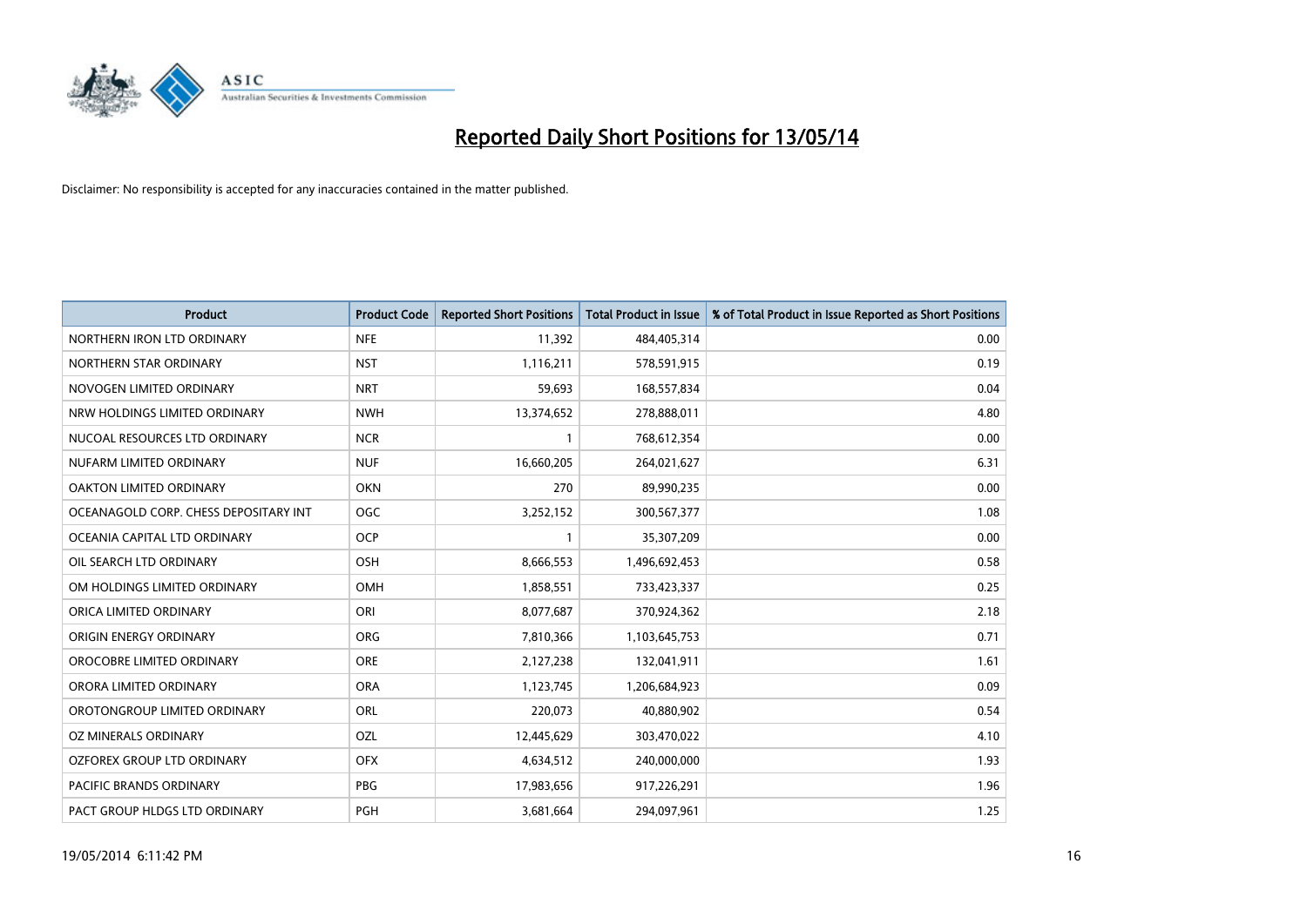# Reported Daily Short Positions for 13/05/14

Disclaimer: No responsibility is accepted for any inaccuracies contained in the matter published.

| Product | Product Code | Reported Short Positions | Total Product in Issue | % of Total Product in Issue Reported as Short Positions |
|---|---|---|---|---|
| NORTHERN IRON LTD ORDINARY | NFE | 11,392 | 484,405,314 | 0.00 |
| NORTHERN STAR ORDINARY | NST | 1,116,211 | 578,591,915 | 0.19 |
| NOVOGEN LIMITED ORDINARY | NRT | 59,693 | 168,557,834 | 0.04 |
| NRW HOLDINGS LIMITED ORDINARY | NWH | 13,374,652 | 278,888,011 | 4.80 |
| NUCOAL RESOURCES LTD ORDINARY | NCR | 1 | 768,612,354 | 0.00 |
| NUFARM LIMITED ORDINARY | NUF | 16,660,205 | 264,021,627 | 6.31 |
| OAKTON LIMITED ORDINARY | OKN | 270 | 89,990,235 | 0.00 |
| OCEANAGOLD CORP. CHESS DEPOSITARY INT | OGC | 3,252,152 | 300,567,377 | 1.08 |
| OCEANIA CAPITAL LTD ORDINARY | OCP | 1 | 35,307,209 | 0.00 |
| OIL SEARCH LTD ORDINARY | OSH | 8,666,553 | 1,496,692,453 | 0.58 |
| OM HOLDINGS LIMITED ORDINARY | OMH | 1,858,551 | 733,423,337 | 0.25 |
| ORICA LIMITED ORDINARY | ORI | 8,077,687 | 370,924,362 | 2.18 |
| ORIGIN ENERGY ORDINARY | ORG | 7,810,366 | 1,103,645,753 | 0.71 |
| OROCOBRE LIMITED ORDINARY | ORE | 2,127,238 | 132,041,911 | 1.61 |
| ORORA LIMITED ORDINARY | ORA | 1,123,745 | 1,206,684,923 | 0.09 |
| OROTONGROUP LIMITED ORDINARY | ORL | 220,073 | 40,880,902 | 0.54 |
| OZ MINERALS ORDINARY | OZL | 12,445,629 | 303,470,022 | 4.10 |
| OZFOREX GROUP LTD ORDINARY | OFX | 4,634,512 | 240,000,000 | 1.93 |
| PACIFIC BRANDS ORDINARY | PBG | 17,983,656 | 917,226,291 | 1.96 |
| PACT GROUP HLDGS LTD ORDINARY | PGH | 3,681,664 | 294,097,961 | 1.25 |

19/05/2014 6:11:42 PM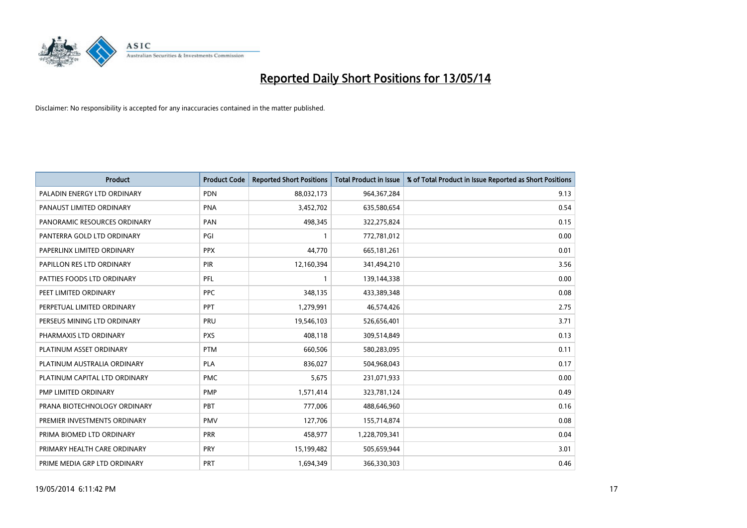# Reported Daily Short Positions for 13/05/14

Disclaimer: No responsibility is accepted for any inaccuracies contained in the matter published.

| Product | Product Code | Reported Short Positions | Total Product in Issue | % of Total Product in Issue Reported as Short Positions |
|---|---|---|---|---|
| PALADIN ENERGY LTD ORDINARY | PDN | 88,032,173 | 964,367,284 | 9.13 |
| PANAUST LIMITED ORDINARY | PNA | 3,452,702 | 635,580,654 | 0.54 |
| PANORAMIC RESOURCES ORDINARY | PAN | 498,345 | 322,275,824 | 0.15 |
| PANTERRA GOLD LTD ORDINARY | PGI | 1 | 772,781,012 | 0.00 |
| PAPERLINX LIMITED ORDINARY | PPX | 44,770 | 665,181,261 | 0.01 |
| PAPILLON RES LTD ORDINARY | PIR | 12,160,394 | 341,494,210 | 3.56 |
| PATTIES FOODS LTD ORDINARY | PFL | 1 | 139,144,338 | 0.00 |
| PEET LIMITED ORDINARY | PPC | 348,135 | 433,389,348 | 0.08 |
| PERPETUAL LIMITED ORDINARY | PPT | 1,279,991 | 46,574,426 | 2.75 |
| PERSEUS MINING LTD ORDINARY | PRU | 19,546,103 | 526,656,401 | 3.71 |
| PHARMAXIS LTD ORDINARY | PXS | 408,118 | 309,514,849 | 0.13 |
| PLATINUM ASSET ORDINARY | PTM | 660,506 | 580,283,095 | 0.11 |
| PLATINUM AUSTRALIA ORDINARY | PLA | 836,027 | 504,968,043 | 0.17 |
| PLATINUM CAPITAL LTD ORDINARY | PMC | 5,675 | 231,071,933 | 0.00 |
| PMP LIMITED ORDINARY | PMP | 1,571,414 | 323,781,124 | 0.49 |
| PRANA BIOTECHNOLOGY ORDINARY | PBT | 777,006 | 488,646,960 | 0.16 |
| PREMIER INVESTMENTS ORDINARY | PMV | 127,706 | 155,714,874 | 0.08 |
| PRIMA BIOMED LTD ORDINARY | PRR | 458,977 | 1,228,709,341 | 0.04 |
| PRIMARY HEALTH CARE ORDINARY | PRY | 15,199,482 | 505,659,944 | 3.01 |
| PRIME MEDIA GRP LTD ORDINARY | PRT | 1,694,349 | 366,330,303 | 0.46 |

19/05/2014 6:11:42 PM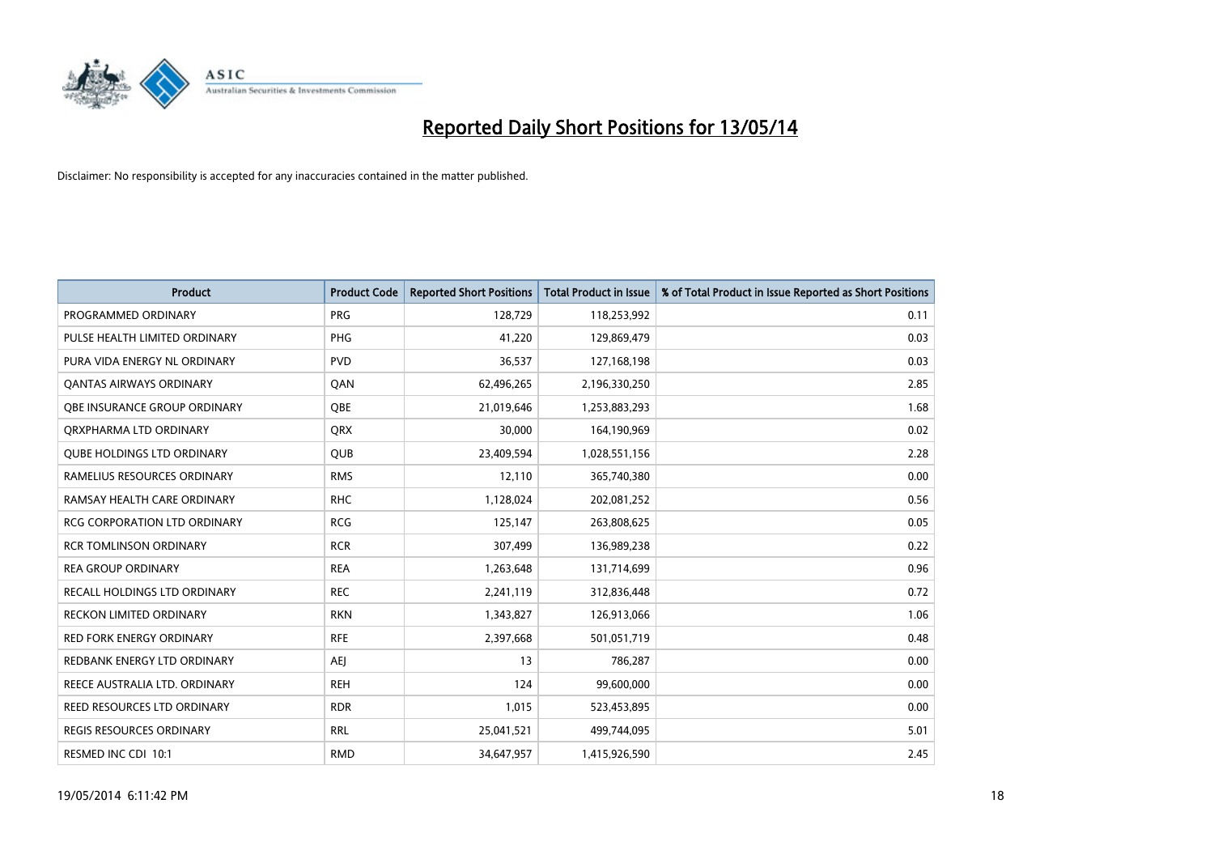# Reported Daily Short Positions for 13/05/14

Disclaimer: No responsibility is accepted for any inaccuracies contained in the matter published.

| Product | Product Code | Reported Short Positions | Total Product in Issue | % of Total Product in Issue Reported as Short Positions |
|---|---|---|---|---|
| PROGRAMMED ORDINARY | PRG | 128,729 | 118,253,992 | 0.11 |
| PULSE HEALTH LIMITED ORDINARY | PHG | 41,220 | 129,869,479 | 0.03 |
| PURA VIDA ENERGY NL ORDINARY | PVD | 36,537 | 127,168,198 | 0.03 |
| QANTAS AIRWAYS ORDINARY | QAN | 62,496,265 | 2,196,330,250 | 2.85 |
| QBE INSURANCE GROUP ORDINARY | QBE | 21,019,646 | 1,253,883,293 | 1.68 |
| QRXPHARMA LTD ORDINARY | QRX | 30,000 | 164,190,969 | 0.02 |
| QUBE HOLDINGS LTD ORDINARY | QUB | 23,409,594 | 1,028,551,156 | 2.28 |
| RAMELIUS RESOURCES ORDINARY | RMS | 12,110 | 365,740,380 | 0.00 |
| RAMSAY HEALTH CARE ORDINARY | RHC | 1,128,024 | 202,081,252 | 0.56 |
| RCG CORPORATION LTD ORDINARY | RCG | 125,147 | 263,808,625 | 0.05 |
| RCR TOMLINSON ORDINARY | RCR | 307,499 | 136,989,238 | 0.22 |
| REA GROUP ORDINARY | REA | 1,263,648 | 131,714,699 | 0.96 |
| RECALL HOLDINGS LTD ORDINARY | REC | 2,241,119 | 312,836,448 | 0.72 |
| RECKON LIMITED ORDINARY | RKN | 1,343,827 | 126,913,066 | 1.06 |
| RED FORK ENERGY ORDINARY | RFE | 2,397,668 | 501,051,719 | 0.48 |
| REDBANK ENERGY LTD ORDINARY | AEJ | 13 | 786,287 | 0.00 |
| REECE AUSTRALIA LTD. ORDINARY | REH | 124 | 99,600,000 | 0.00 |
| REED RESOURCES LTD ORDINARY | RDR | 1,015 | 523,453,895 | 0.00 |
| REGIS RESOURCES ORDINARY | RRL | 25,041,521 | 499,744,095 | 5.01 |
| RESMED INC CDI 10:1 | RMD | 34,647,957 | 1,415,926,590 | 2.45 |

19/05/2014 6:11:42 PM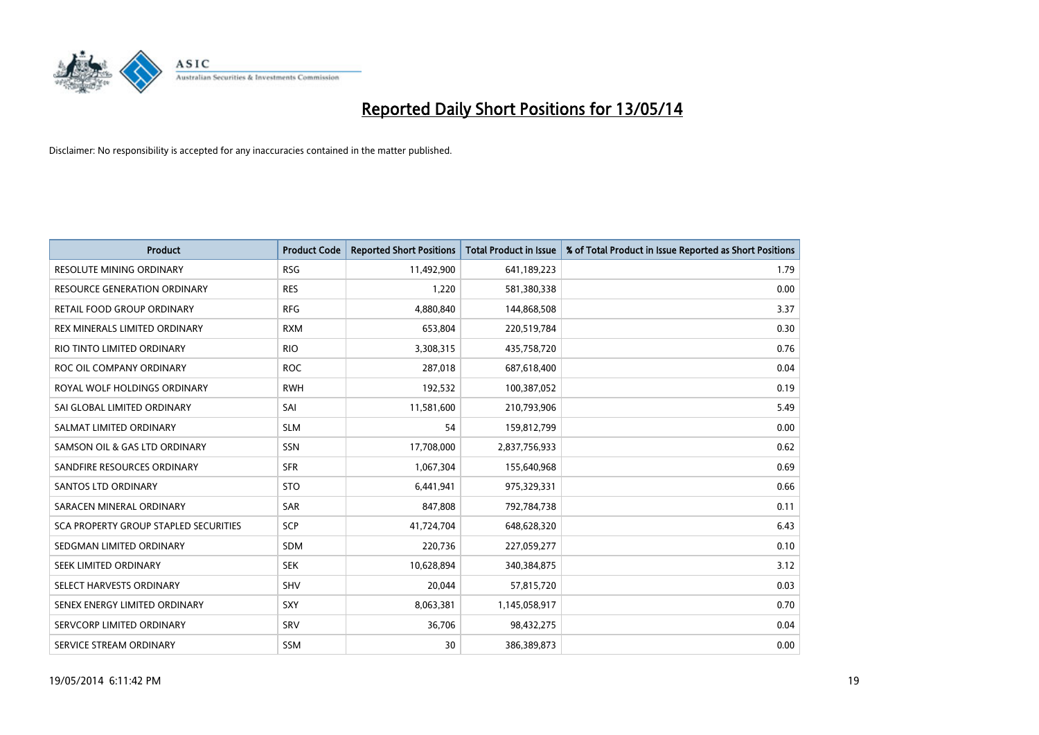# Reported Daily Short Positions for 13/05/14

Disclaimer: No responsibility is accepted for any inaccuracies contained in the matter published.

| Product | Product Code | Reported Short Positions | Total Product in Issue | % of Total Product in Issue Reported as Short Positions |
|---|---|---|---|---|
| RESOLUTE MINING ORDINARY | RSG | 11,492,900 | 641,189,223 | 1.79 |
| RESOURCE GENERATION ORDINARY | RES | 1,220 | 581,380,338 | 0.00 |
| RETAIL FOOD GROUP ORDINARY | RFG | 4,880,840 | 144,868,508 | 3.37 |
| REX MINERALS LIMITED ORDINARY | RXM | 653,804 | 220,519,784 | 0.30 |
| RIO TINTO LIMITED ORDINARY | RIO | 3,308,315 | 435,758,720 | 0.76 |
| ROC OIL COMPANY ORDINARY | ROC | 287,018 | 687,618,400 | 0.04 |
| ROYAL WOLF HOLDINGS ORDINARY | RWH | 192,532 | 100,387,052 | 0.19 |
| SAI GLOBAL LIMITED ORDINARY | SAI | 11,581,600 | 210,793,906 | 5.49 |
| SALMAT LIMITED ORDINARY | SLM | 54 | 159,812,799 | 0.00 |
| SAMSON OIL & GAS LTD ORDINARY | SSN | 17,708,000 | 2,837,756,933 | 0.62 |
| SANDFIRE RESOURCES ORDINARY | SFR | 1,067,304 | 155,640,968 | 0.69 |
| SANTOS LTD ORDINARY | STO | 6,441,941 | 975,329,331 | 0.66 |
| SARACEN MINERAL ORDINARY | SAR | 847,808 | 792,784,738 | 0.11 |
| SCA PROPERTY GROUP STAPLED SECURITIES | SCP | 41,724,704 | 648,628,320 | 6.43 |
| SEDGMAN LIMITED ORDINARY | SDM | 220,736 | 227,059,277 | 0.10 |
| SEEK LIMITED ORDINARY | SEK | 10,628,894 | 340,384,875 | 3.12 |
| SELECT HARVESTS ORDINARY | SHV | 20,044 | 57,815,720 | 0.03 |
| SENEX ENERGY LIMITED ORDINARY | SXY | 8,063,381 | 1,145,058,917 | 0.70 |
| SERVCORP LIMITED ORDINARY | SRV | 36,706 | 98,432,275 | 0.04 |
| SERVICE STREAM ORDINARY | SSM | 30 | 386,389,873 | 0.00 |

19/05/2014 6:11:42 PM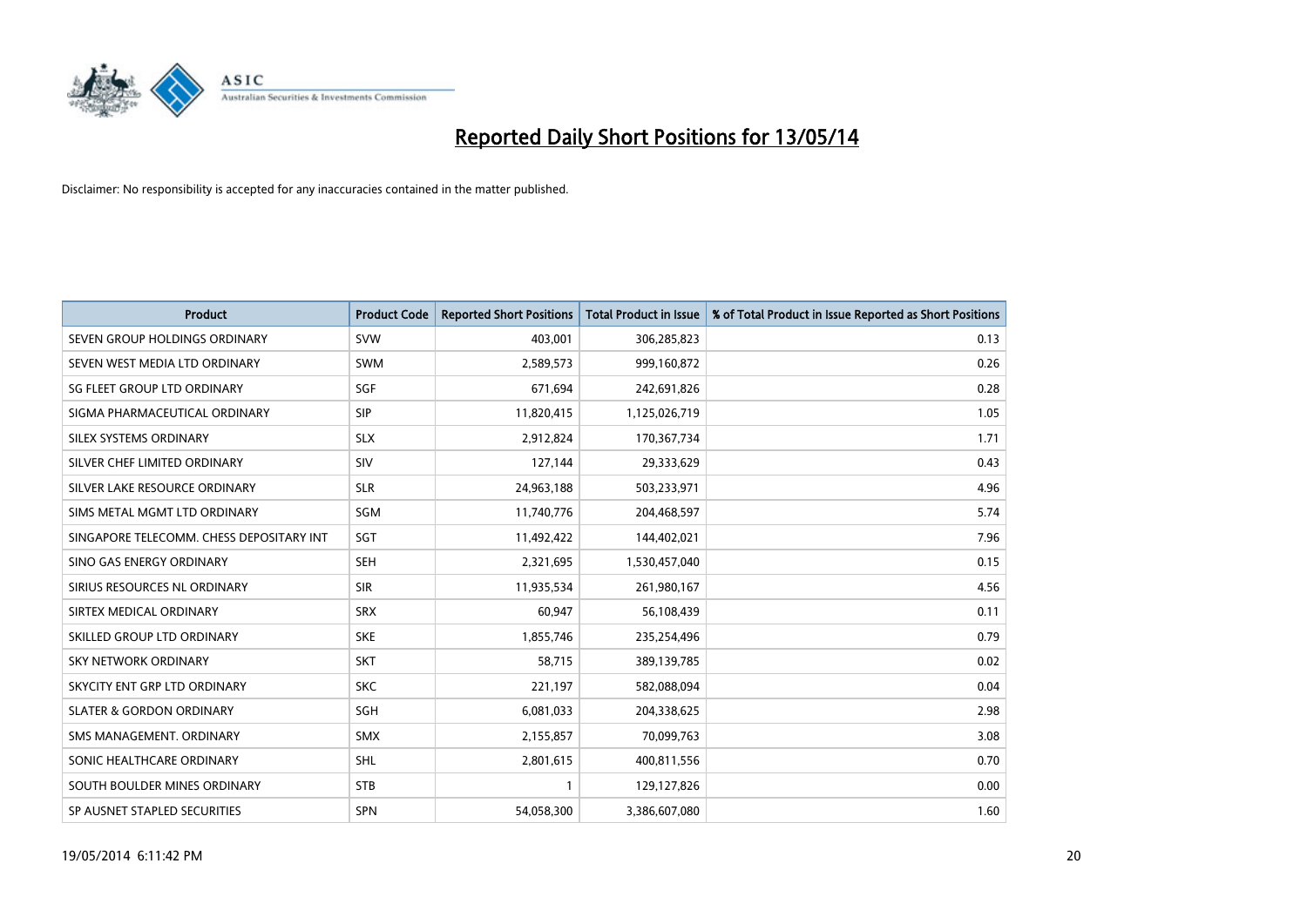# Reported Daily Short Positions for 13/05/14

Disclaimer: No responsibility is accepted for any inaccuracies contained in the matter published.

| Product | Product Code | Reported Short Positions | Total Product in Issue | % of Total Product in Issue Reported as Short Positions |
|---|---|---|---|---|
| SEVEN GROUP HOLDINGS ORDINARY | SVW | 403,001 | 306,285,823 | 0.13 |
| SEVEN WEST MEDIA LTD ORDINARY | SWM | 2,589,573 | 999,160,872 | 0.26 |
| SG FLEET GROUP LTD ORDINARY | SGF | 671,694 | 242,691,826 | 0.28 |
| SIGMA PHARMACEUTICAL ORDINARY | SIP | 11,820,415 | 1,125,026,719 | 1.05 |
| SILEX SYSTEMS ORDINARY | SLX | 2,912,824 | 170,367,734 | 1.71 |
| SILVER CHEF LIMITED ORDINARY | SIV | 127,144 | 29,333,629 | 0.43 |
| SILVER LAKE RESOURCE ORDINARY | SLR | 24,963,188 | 503,233,971 | 4.96 |
| SIMS METAL MGMT LTD ORDINARY | SGM | 11,740,776 | 204,468,597 | 5.74 |
| SINGAPORE TELECOMM. CHESS DEPOSITARY INT | SGT | 11,492,422 | 144,402,021 | 7.96 |
| SINO GAS ENERGY ORDINARY | SEH | 2,321,695 | 1,530,457,040 | 0.15 |
| SIRIUS RESOURCES NL ORDINARY | SIR | 11,935,534 | 261,980,167 | 4.56 |
| SIRTEX MEDICAL ORDINARY | SRX | 60,947 | 56,108,439 | 0.11 |
| SKILLED GROUP LTD ORDINARY | SKE | 1,855,746 | 235,254,496 | 0.79 |
| SKY NETWORK ORDINARY | SKT | 58,715 | 389,139,785 | 0.02 |
| SKYCITY ENT GRP LTD ORDINARY | SKC | 221,197 | 582,088,094 | 0.04 |
| SLATER & GORDON ORDINARY | SGH | 6,081,033 | 204,338,625 | 2.98 |
| SMS MANAGEMENT. ORDINARY | SMX | 2,155,857 | 70,099,763 | 3.08 |
| SONIC HEALTHCARE ORDINARY | SHL | 2,801,615 | 400,811,556 | 0.70 |
| SOUTH BOULDER MINES ORDINARY | STB | 1 | 129,127,826 | 0.00 |
| SP AUSNET STAPLED SECURITIES | SPN | 54,058,300 | 3,386,607,080 | 1.60 |

19/05/2014 6:11:42 PM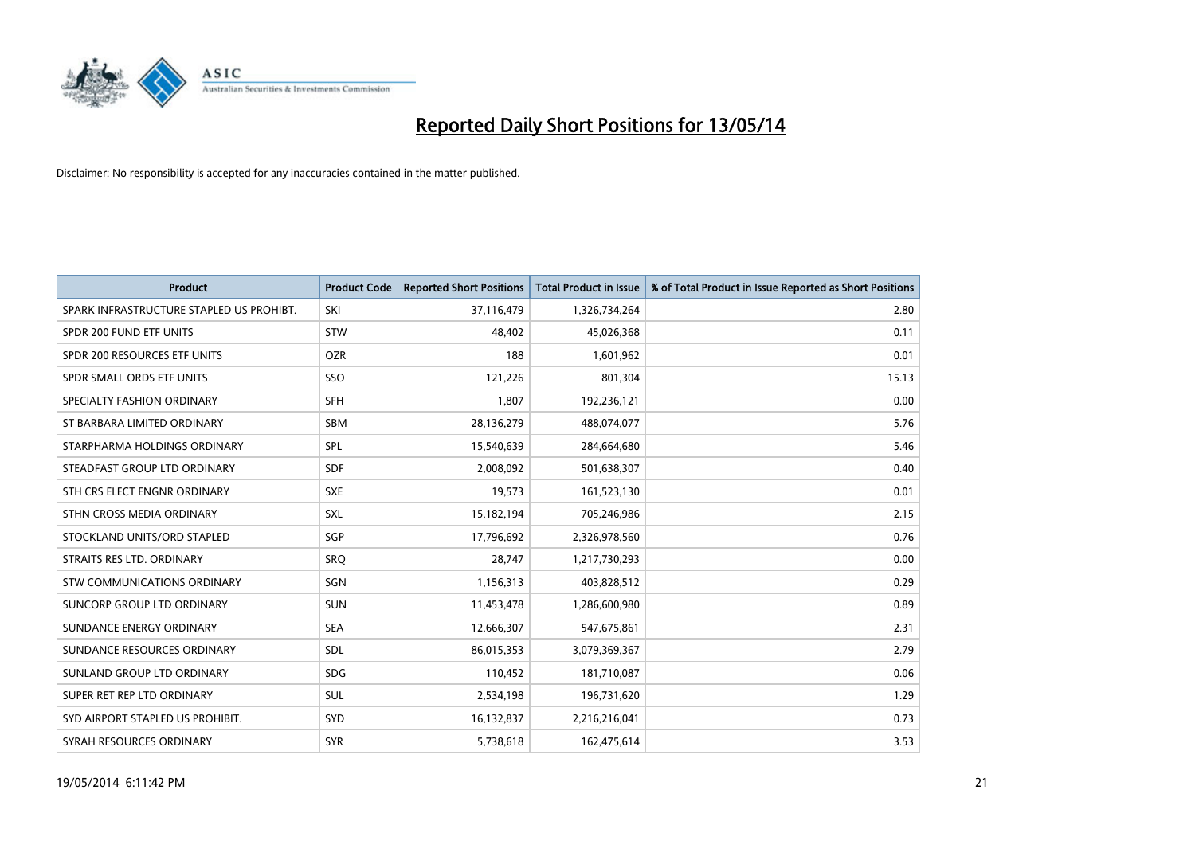# Reported Daily Short Positions for 13/05/14

Disclaimer: No responsibility is accepted for any inaccuracies contained in the matter published.

| Product | Product Code | Reported Short Positions | Total Product in Issue | % of Total Product in Issue Reported as Short Positions |
|---|---|---|---|---|
| SPARK INFRASTRUCTURE STAPLED US PROHIBT. | SKI | 37,116,479 | 1,326,734,264 | 2.80 |
| SPDR 200 FUND ETF UNITS | STW | 48,402 | 45,026,368 | 0.11 |
| SPDR 200 RESOURCES ETF UNITS | OZR | 188 | 1,601,962 | 0.01 |
| SPDR SMALL ORDS ETF UNITS | SSO | 121,226 | 801,304 | 15.13 |
| SPECIALTY FASHION ORDINARY | SFH | 1,807 | 192,236,121 | 0.00 |
| ST BARBARA LIMITED ORDINARY | SBM | 28,136,279 | 488,074,077 | 5.76 |
| STARPHARMA HOLDINGS ORDINARY | SPL | 15,540,639 | 284,664,680 | 5.46 |
| STEADFAST GROUP LTD ORDINARY | SDF | 2,008,092 | 501,638,307 | 0.40 |
| STH CRS ELECT ENGNR ORDINARY | SXE | 19,573 | 161,523,130 | 0.01 |
| STHN CROSS MEDIA ORDINARY | SXL | 15,182,194 | 705,246,986 | 2.15 |
| STOCKLAND UNITS/ORD STAPLED | SGP | 17,796,692 | 2,326,978,560 | 0.76 |
| STRAITS RES LTD. ORDINARY | SRQ | 28,747 | 1,217,730,293 | 0.00 |
| STW COMMUNICATIONS ORDINARY | SGN | 1,156,313 | 403,828,512 | 0.29 |
| SUNCORP GROUP LTD ORDINARY | SUN | 11,453,478 | 1,286,600,980 | 0.89 |
| SUNDANCE ENERGY ORDINARY | SEA | 12,666,307 | 547,675,861 | 2.31 |
| SUNDANCE RESOURCES ORDINARY | SDL | 86,015,353 | 3,079,369,367 | 2.79 |
| SUNLAND GROUP LTD ORDINARY | SDG | 110,452 | 181,710,087 | 0.06 |
| SUPER RET REP LTD ORDINARY | SUL | 2,534,198 | 196,731,620 | 1.29 |
| SYD AIRPORT STAPLED US PROHIBIT. | SYD | 16,132,837 | 2,216,216,041 | 0.73 |
| SYRAH RESOURCES ORDINARY | SYR | 5,738,618 | 162,475,614 | 3.53 |

19/05/2014 6:11:42 PM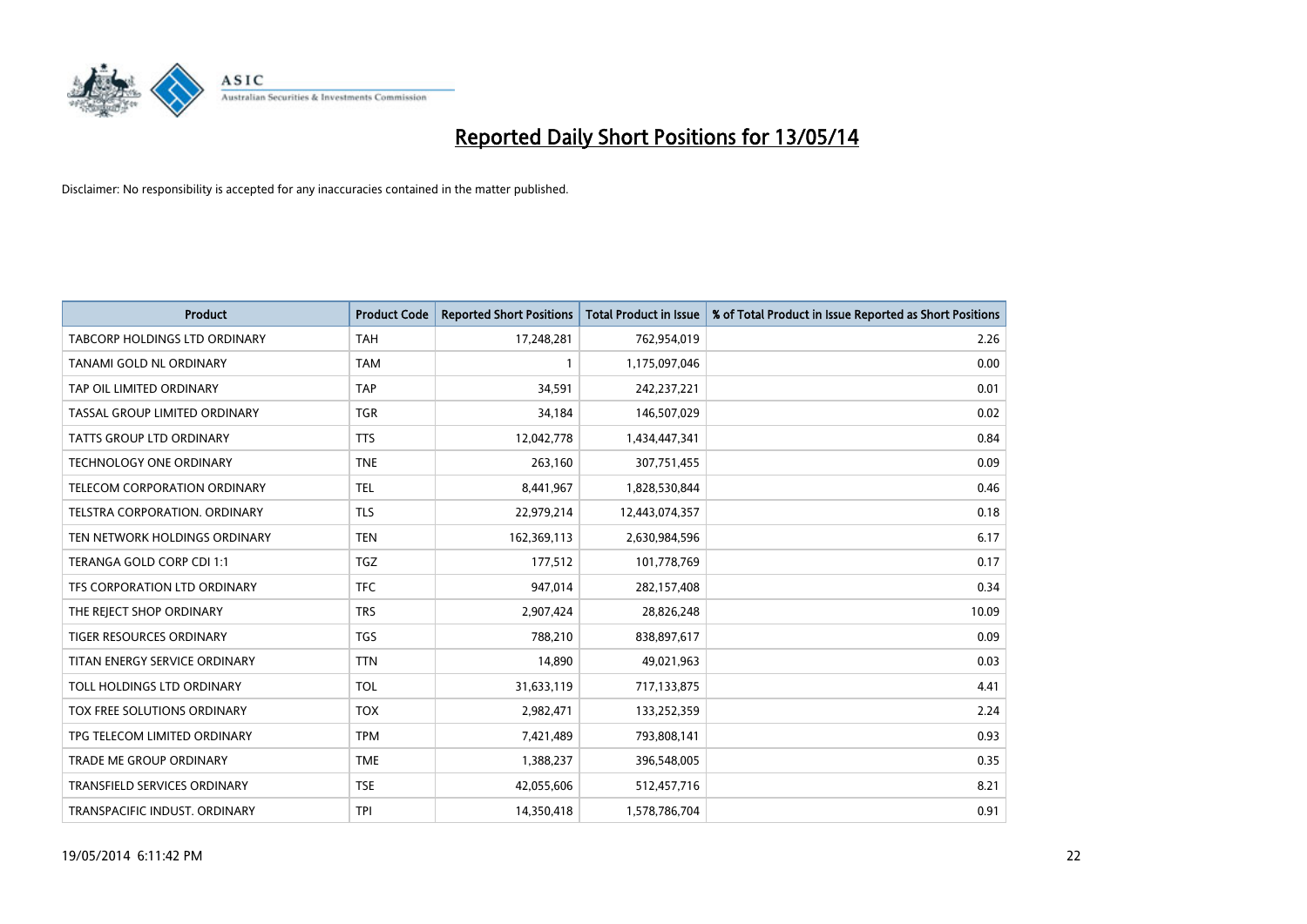# Reported Daily Short Positions for 13/05/14

Disclaimer: No responsibility is accepted for any inaccuracies contained in the matter published.

| Product | Product Code | Reported Short Positions | Total Product in Issue | % of Total Product in Issue Reported as Short Positions |
|---|---|---|---|---|
| TABCORP HOLDINGS LTD ORDINARY | TAH | 17,248,281 | 762,954,019 | 2.26 |
| TANAMI GOLD NL ORDINARY | TAM | 1 | 1,175,097,046 | 0.00 |
| TAP OIL LIMITED ORDINARY | TAP | 34,591 | 242,237,221 | 0.01 |
| TASSAL GROUP LIMITED ORDINARY | TGR | 34,184 | 146,507,029 | 0.02 |
| TATTS GROUP LTD ORDINARY | TTS | 12,042,778 | 1,434,447,341 | 0.84 |
| TECHNOLOGY ONE ORDINARY | TNE | 263,160 | 307,751,455 | 0.09 |
| TELECOM CORPORATION ORDINARY | TEL | 8,441,967 | 1,828,530,844 | 0.46 |
| TELSTRA CORPORATION. ORDINARY | TLS | 22,979,214 | 12,443,074,357 | 0.18 |
| TEN NETWORK HOLDINGS ORDINARY | TEN | 162,369,113 | 2,630,984,596 | 6.17 |
| TERANGA GOLD CORP CDI 1:1 | TGZ | 177,512 | 101,778,769 | 0.17 |
| TFS CORPORATION LTD ORDINARY | TFC | 947,014 | 282,157,408 | 0.34 |
| THE REJECT SHOP ORDINARY | TRS | 2,907,424 | 28,826,248 | 10.09 |
| TIGER RESOURCES ORDINARY | TGS | 788,210 | 838,897,617 | 0.09 |
| TITAN ENERGY SERVICE ORDINARY | TTN | 14,890 | 49,021,963 | 0.03 |
| TOLL HOLDINGS LTD ORDINARY | TOL | 31,633,119 | 717,133,875 | 4.41 |
| TOX FREE SOLUTIONS ORDINARY | TOX | 2,982,471 | 133,252,359 | 2.24 |
| TPG TELECOM LIMITED ORDINARY | TPM | 7,421,489 | 793,808,141 | 0.93 |
| TRADE ME GROUP ORDINARY | TME | 1,388,237 | 396,548,005 | 0.35 |
| TRANSFIELD SERVICES ORDINARY | TSE | 42,055,606 | 512,457,716 | 8.21 |
| TRANSPACIFIC INDUST. ORDINARY | TPI | 14,350,418 | 1,578,786,704 | 0.91 |

19/05/2014 6:11:42 PM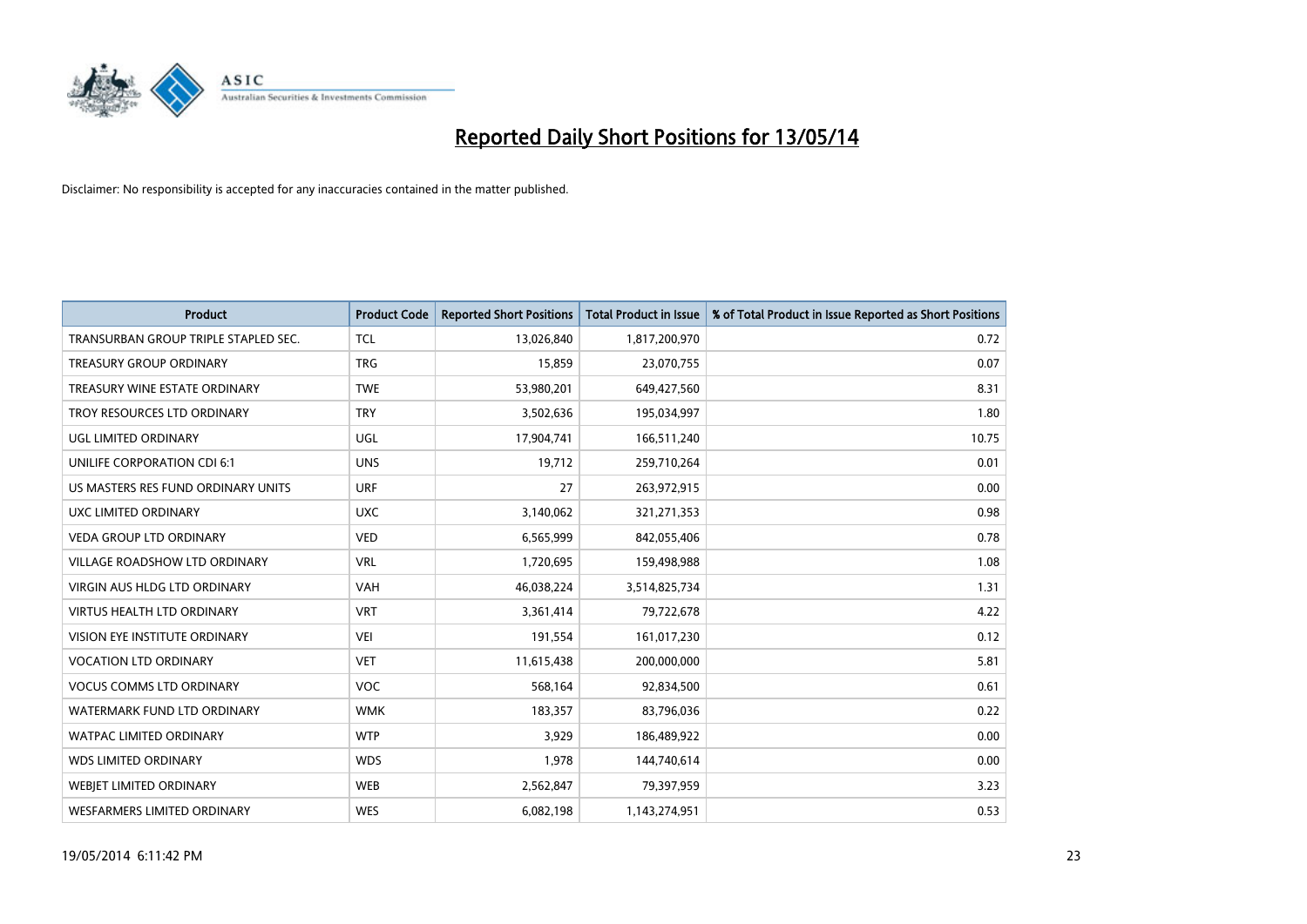# Reported Daily Short Positions for 13/05/14

Disclaimer: No responsibility is accepted for any inaccuracies contained in the matter published.

| Product | Product Code | Reported Short Positions | Total Product in Issue | % of Total Product in Issue Reported as Short Positions |
|---|---|---|---|---|
| TRANSURBAN GROUP TRIPLE STAPLED SEC. | TCL | 13,026,840 | 1,817,200,970 | 0.72 |
| TREASURY GROUP ORDINARY | TRG | 15,859 | 23,070,755 | 0.07 |
| TREASURY WINE ESTATE ORDINARY | TWE | 53,980,201 | 649,427,560 | 8.31 |
| TROY RESOURCES LTD ORDINARY | TRY | 3,502,636 | 195,034,997 | 1.80 |
| UGL LIMITED ORDINARY | UGL | 17,904,741 | 166,511,240 | 10.75 |
| UNILIFE CORPORATION CDI 6:1 | UNS | 19,712 | 259,710,264 | 0.01 |
| US MASTERS RES FUND ORDINARY UNITS | URF | 27 | 263,972,915 | 0.00 |
| UXC LIMITED ORDINARY | UXC | 3,140,062 | 321,271,353 | 0.98 |
| VEDA GROUP LTD ORDINARY | VED | 6,565,999 | 842,055,406 | 0.78 |
| VILLAGE ROADSHOW LTD ORDINARY | VRL | 1,720,695 | 159,498,988 | 1.08 |
| VIRGIN AUS HLDG LTD ORDINARY | VAH | 46,038,224 | 3,514,825,734 | 1.31 |
| VIRTUS HEALTH LTD ORDINARY | VRT | 3,361,414 | 79,722,678 | 4.22 |
| VISION EYE INSTITUTE ORDINARY | VEI | 191,554 | 161,017,230 | 0.12 |
| VOCATION LTD ORDINARY | VET | 11,615,438 | 200,000,000 | 5.81 |
| VOCUS COMMS LTD ORDINARY | VOC | 568,164 | 92,834,500 | 0.61 |
| WATERMARK FUND LTD ORDINARY | WMK | 183,357 | 83,796,036 | 0.22 |
| WATPAC LIMITED ORDINARY | WTP | 3,929 | 186,489,922 | 0.00 |
| WDS LIMITED ORDINARY | WDS | 1,978 | 144,740,614 | 0.00 |
| WEBJET LIMITED ORDINARY | WEB | 2,562,847 | 79,397,959 | 3.23 |
| WESFARMERS LIMITED ORDINARY | WES | 6,082,198 | 1,143,274,951 | 0.53 |

19/05/2014 6:11:42 PM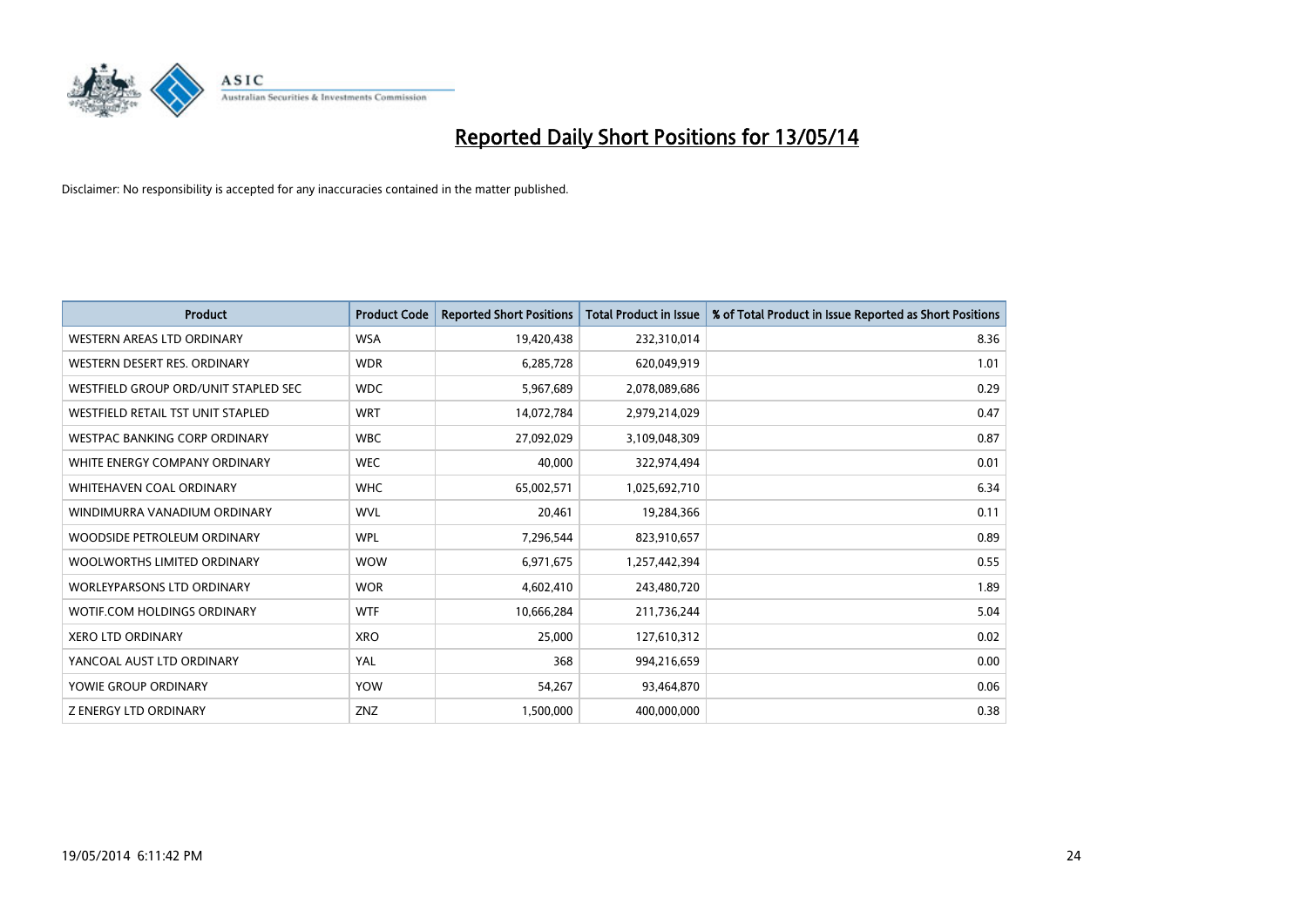# Reported Daily Short Positions for 13/05/14

Disclaimer: No responsibility is accepted for any inaccuracies contained in the matter published.

| Product | Product Code | Reported Short Positions | Total Product in Issue | % of Total Product in Issue Reported as Short Positions |
|---|---|---|---|---|
| WESTERN AREAS LTD ORDINARY | WSA | 19,420,438 | 232,310,014 | 8.36 |
| WESTERN DESERT RES. ORDINARY | WDR | 6,285,728 | 620,049,919 | 1.01 |
| WESTFIELD GROUP ORD/UNIT STAPLED SEC | WDC | 5,967,689 | 2,078,089,686 | 0.29 |
| WESTFIELD RETAIL TST UNIT STAPLED | WRT | 14,072,784 | 2,979,214,029 | 0.47 |
| WESTPAC BANKING CORP ORDINARY | WBC | 27,092,029 | 3,109,048,309 | 0.87 |
| WHITE ENERGY COMPANY ORDINARY | WEC | 40,000 | 322,974,494 | 0.01 |
| WHITEHAVEN COAL ORDINARY | WHC | 65,002,571 | 1,025,692,710 | 6.34 |
| WINDIMURRA VANADIUM ORDINARY | WVL | 20,461 | 19,284,366 | 0.11 |
| WOODSIDE PETROLEUM ORDINARY | WPL | 7,296,544 | 823,910,657 | 0.89 |
| WOOLWORTHS LIMITED ORDINARY | WOW | 6,971,675 | 1,257,442,394 | 0.55 |
| WORLEYPARSONS LTD ORDINARY | WOR | 4,602,410 | 243,480,720 | 1.89 |
| WOTIF.COM HOLDINGS ORDINARY | WTF | 10,666,284 | 211,736,244 | 5.04 |
| XERO LTD ORDINARY | XRO | 25,000 | 127,610,312 | 0.02 |
| YANCOAL AUST LTD ORDINARY | YAL | 368 | 994,216,659 | 0.00 |
| YOWIE GROUP ORDINARY | YOW | 54,267 | 93,464,870 | 0.06 |
| Z ENERGY LTD ORDINARY | ZNZ | 1,500,000 | 400,000,000 | 0.38 |

19/05/2014 6:11:42 PM